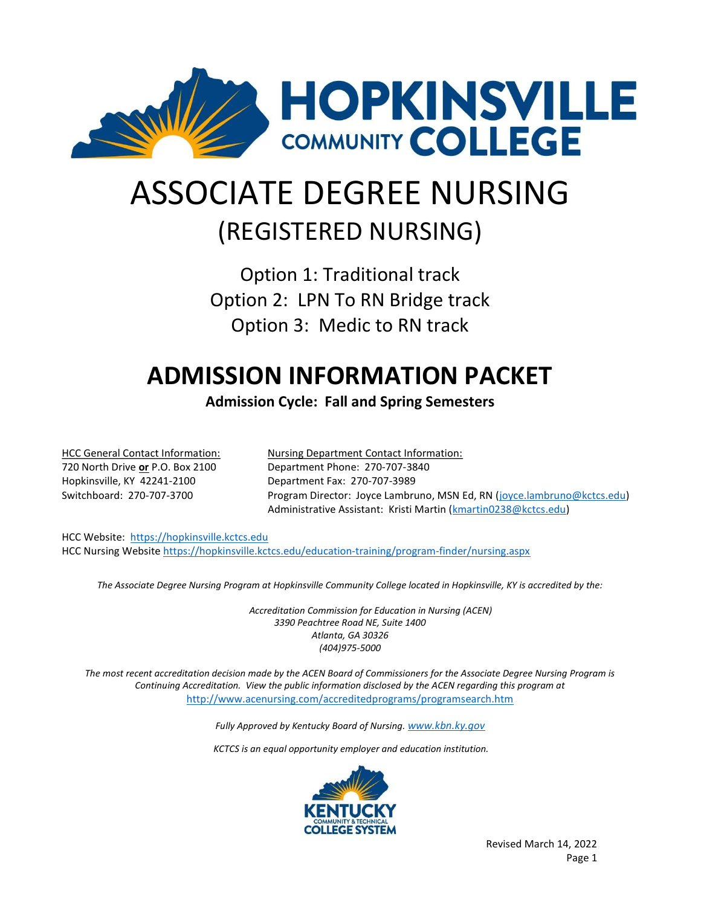# HOPKINSVILLE COMMUNITY COLLEGE

# ASSOCIATE DEGREE NURSING

## (REGISTERED NURSING)

Option 1: Traditional track

Option 2: LPN To RN Bridge track

Option 3: Medic to RN track

# ADMISSION INFORMATION PACKET

**Admission Cycle: Fall and Spring Semesters**

HCC General Contact Information:
720 North Drive **or** P.O. Box 2100
Hopkinsville, KY 42241-2100
Switchboard: 270-707-3700

Nursing Department Contact Information:
Department Phone: 270-707-3840
Department Fax: 270-707-3989
Program Director: Joyce Lambruno, MSN Ed, RN (joyce.lambruno@kctcs.edu)
Administrative Assistant: Kristi Martin (kmartin0238@kctcs.edu)

HCC Website: https://hopkinsville.kctcs.edu
HCC Nursing Website https://hopkinsville.kctcs.edu/education-training/program-finder/nursing.aspx

*The Associate Degree Nursing Program at Hopkinsville Community College located in Hopkinsville, KY is accredited by the:*

*Accreditation Commission for Education in Nursing (ACEN)*
*3390 Peachtree Road NE, Suite 1400*
*Atlanta, GA 30326*
*(404)975-5000*

*The most recent accreditation decision made by the ACEN Board of Commissioners for the Associate Degree Nursing Program is Continuing Accreditation. View the public information disclosed by the ACEN regarding this program at* http://www.acenursing.com/accreditedprograms/programsearch.htm

*Fully Approved by Kentucky Board of Nursing. www.kbn.ky.gov*

*KCTCS is an equal opportunity employer and education institution.*

KENTUCKY COMMUNITY & TECHNICAL COLLEGE SYSTEM

Revised March 14, 2022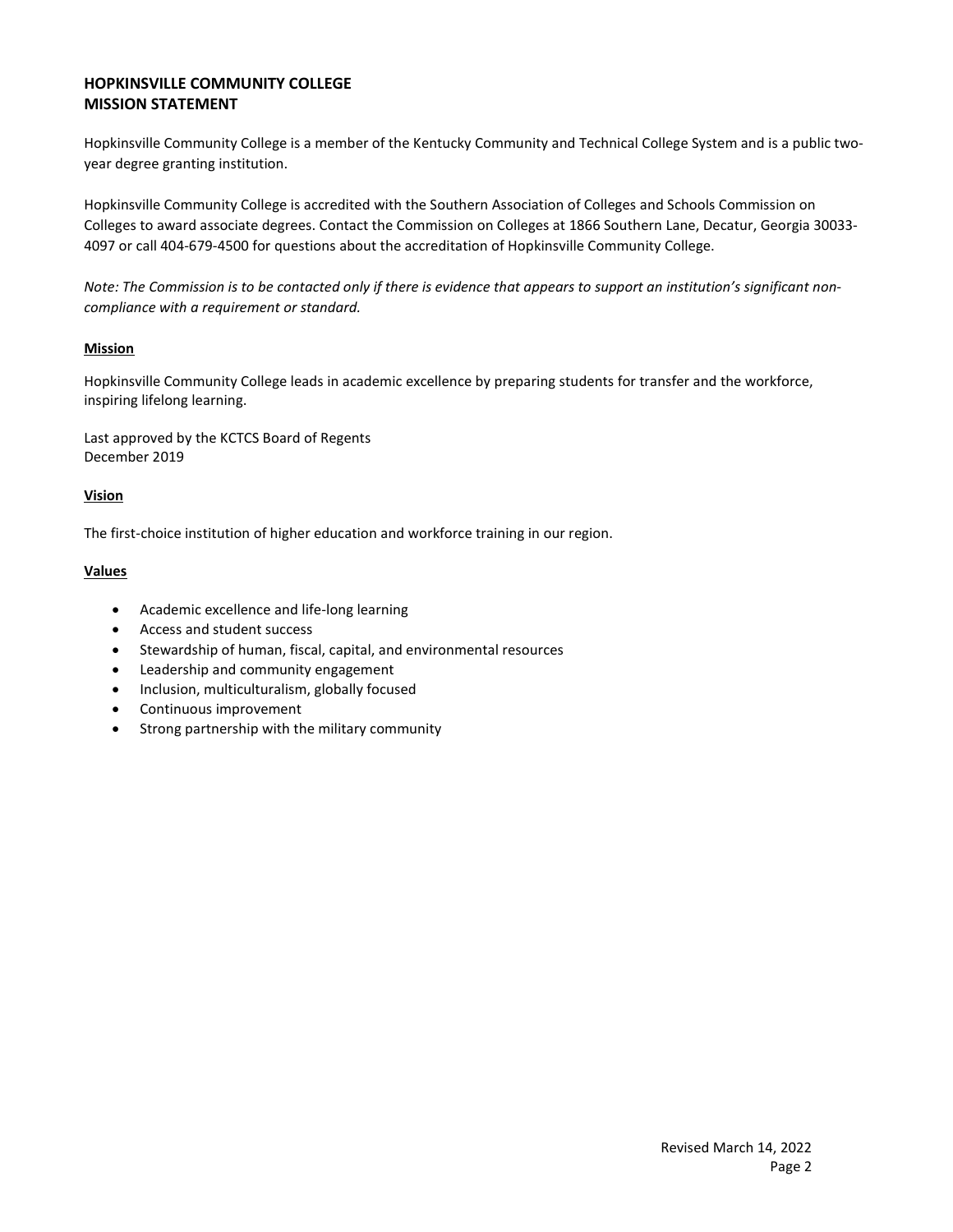# HOPKINSVILLE COMMUNITY COLLEGE
# MISSION STATEMENT

Hopkinsville Community College is a member of the Kentucky Community and Technical College System and is a public two-year degree granting institution.

Hopkinsville Community College is accredited with the Southern Association of Colleges and Schools Commission on Colleges to award associate degrees. Contact the Commission on Colleges at 1866 Southern Lane, Decatur, Georgia 30033-4097 or call 404-679-4500 for questions about the accreditation of Hopkinsville Community College.

*Note: The Commission is to be contacted only if there is evidence that appears to support an institution's significant non-compliance with a requirement or standard.*

## Mission

Hopkinsville Community College leads in academic excellence by preparing students for transfer and the workforce, inspiring lifelong learning.

Last approved by the KCTCS Board of Regents
December 2019

## Vision

The first-choice institution of higher education and workforce training in our region.

## Values

- Academic excellence and life-long learning
- Access and student success
- Stewardship of human, fiscal, capital, and environmental resources
- Leadership and community engagement
- Inclusion, multiculturalism, globally focused
- Continuous improvement
- Strong partnership with the military community

Revised March 14, 2022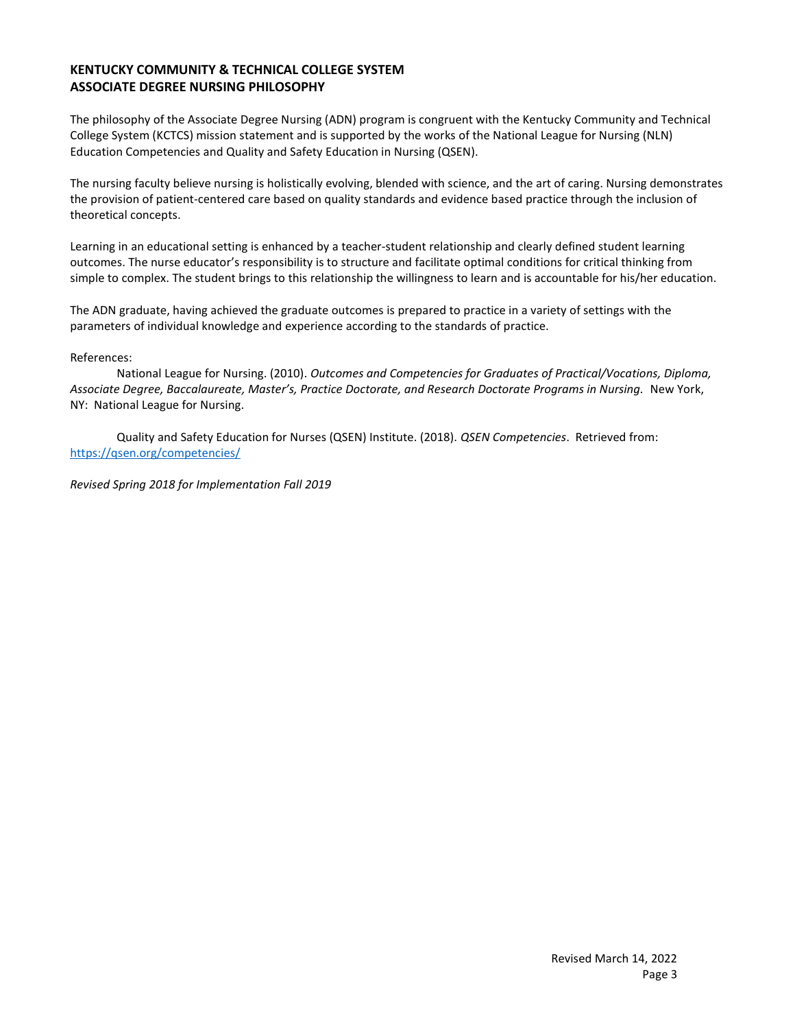## KENTUCKY COMMUNITY & TECHNICAL COLLEGE SYSTEM
## ASSOCIATE DEGREE NURSING PHILOSOPHY

The philosophy of the Associate Degree Nursing (ADN) program is congruent with the Kentucky Community and Technical College System (KCTCS) mission statement and is supported by the works of the National League for Nursing (NLN) Education Competencies and Quality and Safety Education in Nursing (QSEN).

The nursing faculty believe nursing is holistically evolving, blended with science, and the art of caring. Nursing demonstrates the provision of patient-centered care based on quality standards and evidence based practice through the inclusion of theoretical concepts.

Learning in an educational setting is enhanced by a teacher-student relationship and clearly defined student learning outcomes. The nurse educator's responsibility is to structure and facilitate optimal conditions for critical thinking from simple to complex. The student brings to this relationship the willingness to learn and is accountable for his/her education.

The ADN graduate, having achieved the graduate outcomes is prepared to practice in a variety of settings with the parameters of individual knowledge and experience according to the standards of practice.

References:

National League for Nursing. (2010). *Outcomes and Competencies for Graduates of Practical/Vocations, Diploma, Associate Degree, Baccalaureate, Master's, Practice Doctorate, and Research Doctorate Programs in Nursing.* New York, NY: National League for Nursing.

Quality and Safety Education for Nurses (QSEN) Institute. (2018). *QSEN Competencies*. Retrieved from: https://qsen.org/competencies/

*Revised Spring 2018 for Implementation Fall 2019*

Revised March 14, 2022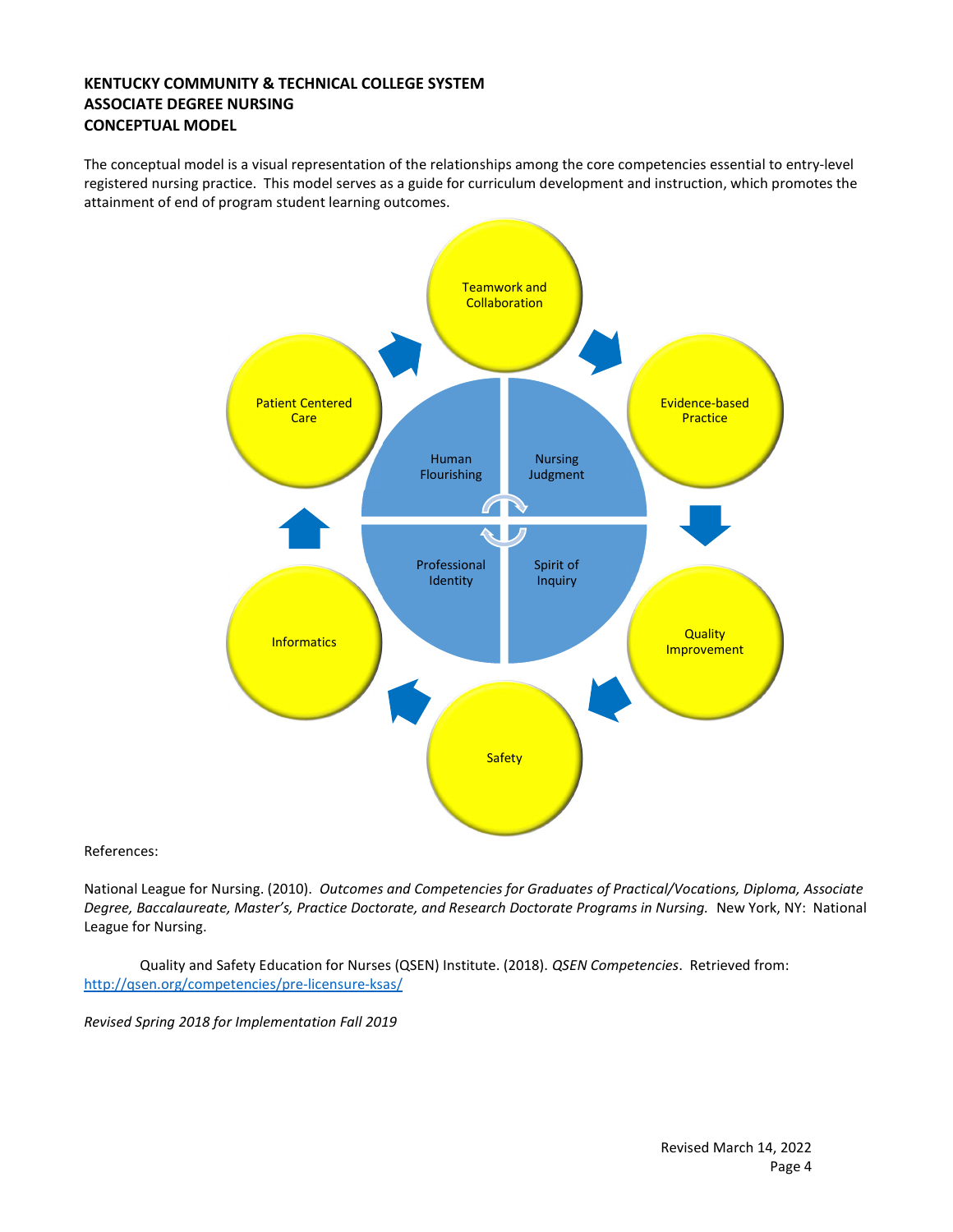**KENTUCKY COMMUNITY & TECHNICAL COLLEGE SYSTEM**
**ASSOCIATE DEGREE NURSING**
**CONCEPTUAL MODEL**

The conceptual model is a visual representation of the relationships among the core competencies essential to entry-level registered nursing practice. This model serves as a guide for curriculum development and instruction, which promotes the attainment of end of program student learning outcomes.

Teamwork and Collaboration

Evidence-based Practice

Quality Improvement

Safety

Informatics

Patient Centered Care

Human Flourishing

Nursing Judgment

Professional Identity

Spirit of Inquiry

References:

National League for Nursing. (2010). *Outcomes and Competencies for Graduates of Practical/Vocations, Diploma, Associate Degree, Baccalaureate, Master's, Practice Doctorate, and Research Doctorate Programs in Nursing.* New York, NY: National League for Nursing.

Quality and Safety Education for Nurses (QSEN) Institute. (2018). *QSEN Competencies*. Retrieved from: http://qsen.org/competencies/pre-licensure-ksas/

*Revised Spring 2018 for Implementation Fall 2019*

Revised March 14, 2022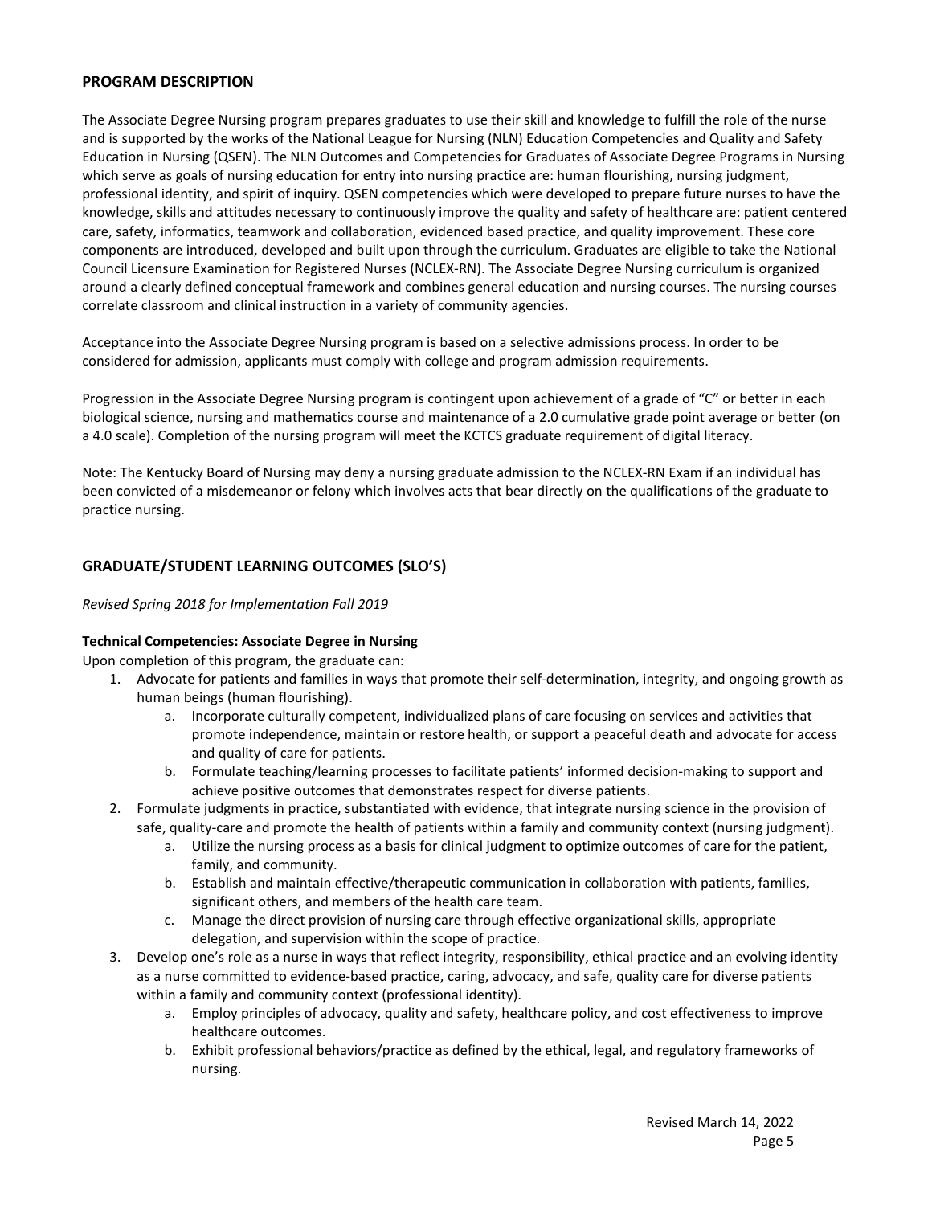## PROGRAM DESCRIPTION

The Associate Degree Nursing program prepares graduates to use their skill and knowledge to fulfill the role of the nurse and is supported by the works of the National League for Nursing (NLN) Education Competencies and Quality and Safety Education in Nursing (QSEN). The NLN Outcomes and Competencies for Graduates of Associate Degree Programs in Nursing which serve as goals of nursing education for entry into nursing practice are: human flourishing, nursing judgment, professional identity, and spirit of inquiry. QSEN competencies which were developed to prepare future nurses to have the knowledge, skills and attitudes necessary to continuously improve the quality and safety of healthcare are: patient centered care, safety, informatics, teamwork and collaboration, evidenced based practice, and quality improvement. These core components are introduced, developed and built upon through the curriculum. Graduates are eligible to take the National Council Licensure Examination for Registered Nurses (NCLEX-RN). The Associate Degree Nursing curriculum is organized around a clearly defined conceptual framework and combines general education and nursing courses. The nursing courses correlate classroom and clinical instruction in a variety of community agencies.

Acceptance into the Associate Degree Nursing program is based on a selective admissions process. In order to be considered for admission, applicants must comply with college and program admission requirements.

Progression in the Associate Degree Nursing program is contingent upon achievement of a grade of "C" or better in each biological science, nursing and mathematics course and maintenance of a 2.0 cumulative grade point average or better (on a 4.0 scale). Completion of the nursing program will meet the KCTCS graduate requirement of digital literacy.

Note: The Kentucky Board of Nursing may deny a nursing graduate admission to the NCLEX-RN Exam if an individual has been convicted of a misdemeanor or felony which involves acts that bear directly on the qualifications of the graduate to practice nursing.

## GRADUATE/STUDENT LEARNING OUTCOMES (SLO'S)

*Revised Spring 2018 for Implementation Fall 2019*

**Technical Competencies: Associate Degree in Nursing**

Upon completion of this program, the graduate can:

1. Advocate for patients and families in ways that promote their self-determination, integrity, and ongoing growth as human beings (human flourishing).
    a. Incorporate culturally competent, individualized plans of care focusing on services and activities that promote independence, maintain or restore health, or support a peaceful death and advocate for access and quality of care for patients.
    b. Formulate teaching/learning processes to facilitate patients' informed decision-making to support and achieve positive outcomes that demonstrates respect for diverse patients.
2. Formulate judgments in practice, substantiated with evidence, that integrate nursing science in the provision of safe, quality-care and promote the health of patients within a family and community context (nursing judgment).
    a. Utilize the nursing process as a basis for clinical judgment to optimize outcomes of care for the patient, family, and community.
    b. Establish and maintain effective/therapeutic communication in collaboration with patients, families, significant others, and members of the health care team.
    c. Manage the direct provision of nursing care through effective organizational skills, appropriate delegation, and supervision within the scope of practice.
3. Develop one's role as a nurse in ways that reflect integrity, responsibility, ethical practice and an evolving identity as a nurse committed to evidence-based practice, caring, advocacy, and safe, quality care for diverse patients within a family and community context (professional identity).
    a. Employ principles of advocacy, quality and safety, healthcare policy, and cost effectiveness to improve healthcare outcomes.
    b. Exhibit professional behaviors/practice as defined by the ethical, legal, and regulatory frameworks of nursing.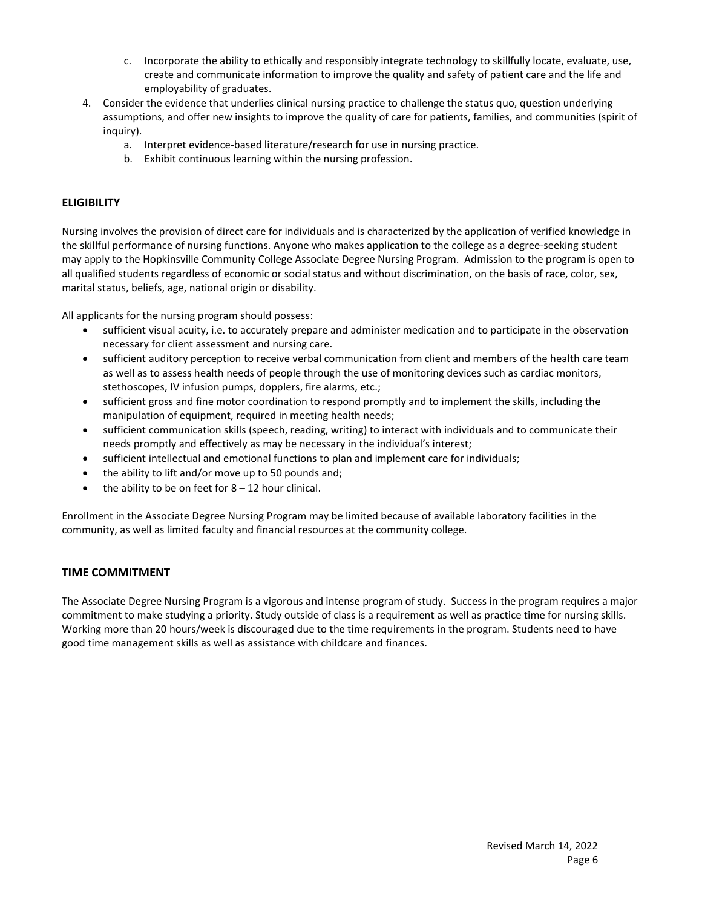c. Incorporate the ability to ethically and responsibly integrate technology to skillfully locate, evaluate, use, create and communicate information to improve the quality and safety of patient care and the life and employability of graduates.

4. Consider the evidence that underlies clinical nursing practice to challenge the status quo, question underlying assumptions, and offer new insights to improve the quality of care for patients, families, and communities (spirit of inquiry).
   a. Interpret evidence-based literature/research for use in nursing practice.
   b. Exhibit continuous learning within the nursing profession.

## ELIGIBILITY

Nursing involves the provision of direct care for individuals and is characterized by the application of verified knowledge in the skillful performance of nursing functions. Anyone who makes application to the college as a degree-seeking student may apply to the Hopkinsville Community College Associate Degree Nursing Program. Admission to the program is open to all qualified students regardless of economic or social status and without discrimination, on the basis of race, color, sex, marital status, beliefs, age, national origin or disability.

All applicants for the nursing program should possess:

- sufficient visual acuity, i.e. to accurately prepare and administer medication and to participate in the observation necessary for client assessment and nursing care.
- sufficient auditory perception to receive verbal communication from client and members of the health care team as well as to assess health needs of people through the use of monitoring devices such as cardiac monitors, stethoscopes, IV infusion pumps, dopplers, fire alarms, etc.;
- sufficient gross and fine motor coordination to respond promptly and to implement the skills, including the manipulation of equipment, required in meeting health needs;
- sufficient communication skills (speech, reading, writing) to interact with individuals and to communicate their needs promptly and effectively as may be necessary in the individual's interest;
- sufficient intellectual and emotional functions to plan and implement care for individuals;
- the ability to lift and/or move up to 50 pounds and;
- the ability to be on feet for 8 – 12 hour clinical.

Enrollment in the Associate Degree Nursing Program may be limited because of available laboratory facilities in the community, as well as limited faculty and financial resources at the community college.

## TIME COMMITMENT

The Associate Degree Nursing Program is a vigorous and intense program of study. Success in the program requires a major commitment to make studying a priority. Study outside of class is a requirement as well as practice time for nursing skills. Working more than 20 hours/week is discouraged due to the time requirements in the program. Students need to have good time management skills as well as assistance with childcare and finances.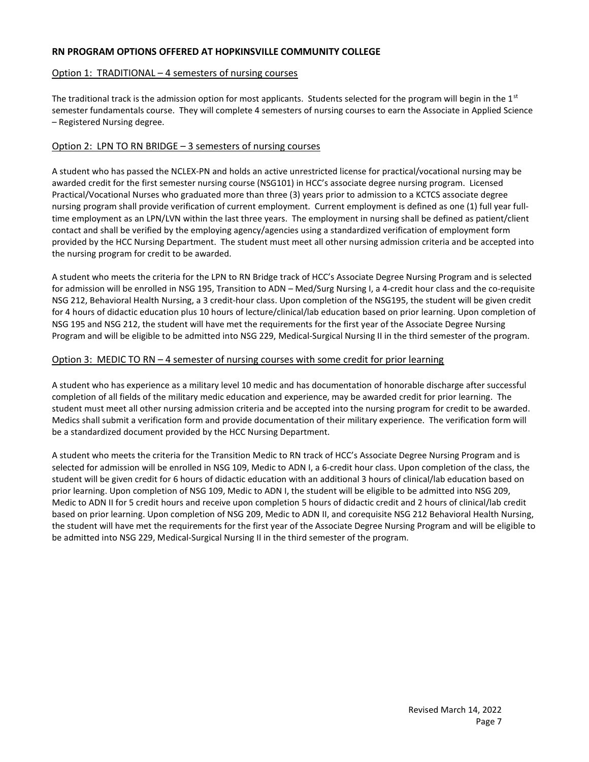## RN PROGRAM OPTIONS OFFERED AT HOPKINSVILLE COMMUNITY COLLEGE

### Option 1: TRADITIONAL – 4 semesters of nursing courses

The traditional track is the admission option for most applicants. Students selected for the program will begin in the 1st semester fundamentals course. They will complete 4 semesters of nursing courses to earn the Associate in Applied Science – Registered Nursing degree.

### Option 2: LPN TO RN BRIDGE – 3 semesters of nursing courses

A student who has passed the NCLEX-PN and holds an active unrestricted license for practical/vocational nursing may be awarded credit for the first semester nursing course (NSG101) in HCC's associate degree nursing program. Licensed Practical/Vocational Nurses who graduated more than three (3) years prior to admission to a KCTCS associate degree nursing program shall provide verification of current employment. Current employment is defined as one (1) full year full-time employment as an LPN/LVN within the last three years. The employment in nursing shall be defined as patient/client contact and shall be verified by the employing agency/agencies using a standardized verification of employment form provided by the HCC Nursing Department. The student must meet all other nursing admission criteria and be accepted into the nursing program for credit to be awarded.

A student who meets the criteria for the LPN to RN Bridge track of HCC's Associate Degree Nursing Program and is selected for admission will be enrolled in NSG 195, Transition to ADN – Med/Surg Nursing I, a 4-credit hour class and the co-requisite NSG 212, Behavioral Health Nursing, a 3 credit-hour class. Upon completion of the NSG195, the student will be given credit for 4 hours of didactic education plus 10 hours of lecture/clinical/lab education based on prior learning. Upon completion of NSG 195 and NSG 212, the student will have met the requirements for the first year of the Associate Degree Nursing Program and will be eligible to be admitted into NSG 229, Medical-Surgical Nursing II in the third semester of the program.

### Option 3: MEDIC TO RN – 4 semester of nursing courses with some credit for prior learning

A student who has experience as a military level 10 medic and has documentation of honorable discharge after successful completion of all fields of the military medic education and experience, may be awarded credit for prior learning. The student must meet all other nursing admission criteria and be accepted into the nursing program for credit to be awarded. Medics shall submit a verification form and provide documentation of their military experience. The verification form will be a standardized document provided by the HCC Nursing Department.

A student who meets the criteria for the Transition Medic to RN track of HCC's Associate Degree Nursing Program and is selected for admission will be enrolled in NSG 109, Medic to ADN I, a 6-credit hour class. Upon completion of the class, the student will be given credit for 6 hours of didactic education with an additional 3 hours of clinical/lab education based on prior learning. Upon completion of NSG 109, Medic to ADN I, the student will be eligible to be admitted into NSG 209, Medic to ADN II for 5 credit hours and receive upon completion 5 hours of didactic credit and 2 hours of clinical/lab credit based on prior learning. Upon completion of NSG 209, Medic to ADN II, and corequisite NSG 212 Behavioral Health Nursing, the student will have met the requirements for the first year of the Associate Degree Nursing Program and will be eligible to be admitted into NSG 229, Medical-Surgical Nursing II in the third semester of the program.

Revised March 14, 2022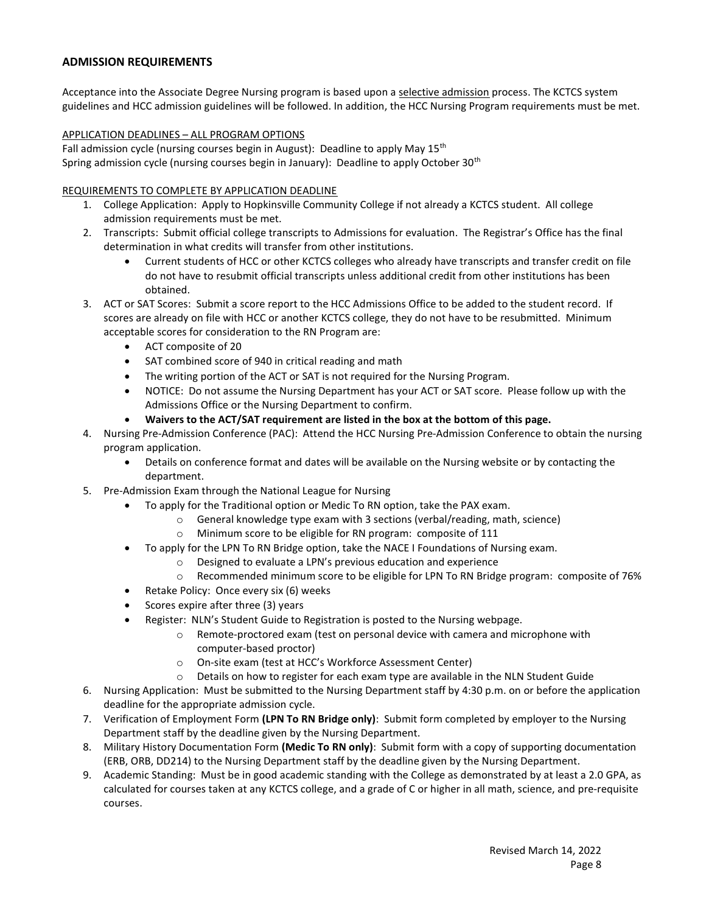## ADMISSION REQUIREMENTS

Acceptance into the Associate Degree Nursing program is based upon a selective admission process. The KCTCS system guidelines and HCC admission guidelines will be followed. In addition, the HCC Nursing Program requirements must be met.

APPLICATION DEADLINES – ALL PROGRAM OPTIONS

Fall admission cycle (nursing courses begin in August): Deadline to apply May 15th
Spring admission cycle (nursing courses begin in January): Deadline to apply October 30th

REQUIREMENTS TO COMPLETE BY APPLICATION DEADLINE

1. College Application: Apply to Hopkinsville Community College if not already a KCTCS student. All college admission requirements must be met.
2. Transcripts: Submit official college transcripts to Admissions for evaluation. The Registrar's Office has the final determination in what credits will transfer from other institutions.
   - Current students of HCC or other KCTCS colleges who already have transcripts and transfer credit on file do not have to resubmit official transcripts unless additional credit from other institutions has been obtained.
3. ACT or SAT Scores: Submit a score report to the HCC Admissions Office to be added to the student record. If scores are already on file with HCC or another KCTCS college, they do not have to be resubmitted. Minimum acceptable scores for consideration to the RN Program are:
   - ACT composite of 20
   - SAT combined score of 940 in critical reading and math
   - The writing portion of the ACT or SAT is not required for the Nursing Program.
   - NOTICE: Do not assume the Nursing Department has your ACT or SAT score. Please follow up with the Admissions Office or the Nursing Department to confirm.
   - **Waivers to the ACT/SAT requirement are listed in the box at the bottom of this page.**
4. Nursing Pre-Admission Conference (PAC): Attend the HCC Nursing Pre-Admission Conference to obtain the nursing program application.
   - Details on conference format and dates will be available on the Nursing website or by contacting the department.
5. Pre-Admission Exam through the National League for Nursing
   - To apply for the Traditional option or Medic To RN option, take the PAX exam.
     - General knowledge type exam with 3 sections (verbal/reading, math, science)
     - Minimum score to be eligible for RN program: composite of 111
   - To apply for the LPN To RN Bridge option, take the NACE I Foundations of Nursing exam.
     - Designed to evaluate a LPN's previous education and experience
     - Recommended minimum score to be eligible for LPN To RN Bridge program: composite of 76%
   - Retake Policy: Once every six (6) weeks
   - Scores expire after three (3) years
   - Register: NLN's Student Guide to Registration is posted to the Nursing webpage.
     - Remote-proctored exam (test on personal device with camera and microphone with computer-based proctor)
     - On-site exam (test at HCC's Workforce Assessment Center)
     - Details on how to register for each exam type are available in the NLN Student Guide
6. Nursing Application: Must be submitted to the Nursing Department staff by 4:30 p.m. on or before the application deadline for the appropriate admission cycle.
7. Verification of Employment Form **(LPN To RN Bridge only)**: Submit form completed by employer to the Nursing Department staff by the deadline given by the Nursing Department.
8. Military History Documentation Form **(Medic To RN only)**: Submit form with a copy of supporting documentation (ERB, ORB, DD214) to the Nursing Department staff by the deadline given by the Nursing Department.
9. Academic Standing: Must be in good academic standing with the College as demonstrated by at least a 2.0 GPA, as calculated for courses taken at any KCTCS college, and a grade of C or higher in all math, science, and pre-requisite courses.

Revised March 14, 2022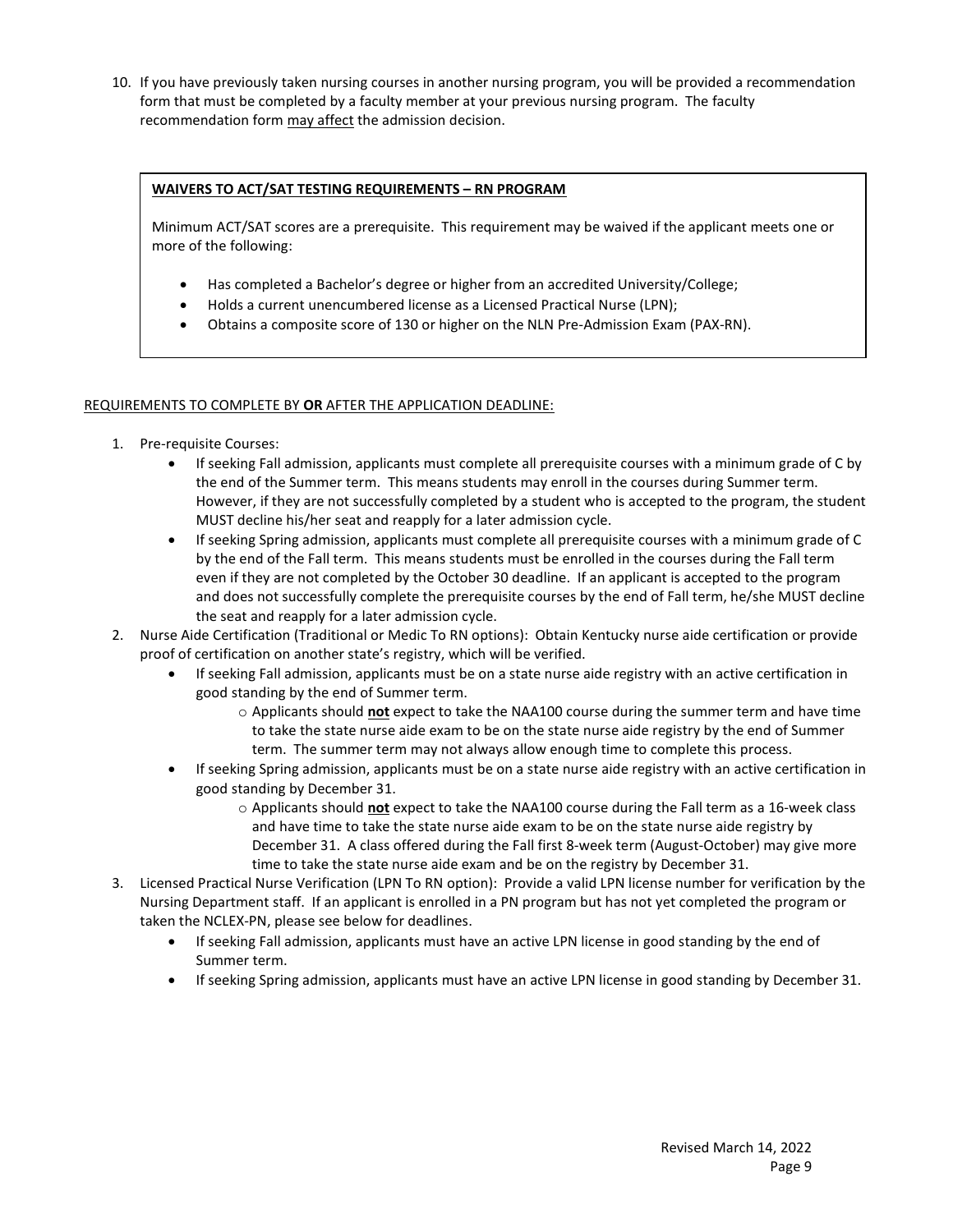10. If you have previously taken nursing courses in another nursing program, you will be provided a recommendation form that must be completed by a faculty member at your previous nursing program. The faculty recommendation form may affect the admission decision.

> **WAIVERS TO ACT/SAT TESTING REQUIREMENTS – RN PROGRAM**
>
> Minimum ACT/SAT scores are a prerequisite. This requirement may be waived if the applicant meets one or more of the following:
>
> - Has completed a Bachelor's degree or higher from an accredited University/College;
> - Holds a current unencumbered license as a Licensed Practical Nurse (LPN);
> - Obtains a composite score of 130 or higher on the NLN Pre-Admission Exam (PAX-RN).

REQUIREMENTS TO COMPLETE BY **OR** AFTER THE APPLICATION DEADLINE:

1. Pre-requisite Courses:
   - If seeking Fall admission, applicants must complete all prerequisite courses with a minimum grade of C by the end of the Summer term. This means students may enroll in the courses during Summer term. However, if they are not successfully completed by a student who is accepted to the program, the student MUST decline his/her seat and reapply for a later admission cycle.
   - If seeking Spring admission, applicants must complete all prerequisite courses with a minimum grade of C by the end of the Fall term. This means students must be enrolled in the courses during the Fall term even if they are not completed by the October 30 deadline. If an applicant is accepted to the program and does not successfully complete the prerequisite courses by the end of Fall term, he/she MUST decline the seat and reapply for a later admission cycle.
2. Nurse Aide Certification (Traditional or Medic To RN options): Obtain Kentucky nurse aide certification or provide proof of certification on another state's registry, which will be verified.
   - If seeking Fall admission, applicants must be on a state nurse aide registry with an active certification in good standing by the end of Summer term.
     - Applicants should **not** expect to take the NAA100 course during the summer term and have time to take the state nurse aide exam to be on the state nurse aide registry by the end of Summer term. The summer term may not always allow enough time to complete this process.
   - If seeking Spring admission, applicants must be on a state nurse aide registry with an active certification in good standing by December 31.
     - Applicants should **not** expect to take the NAA100 course during the Fall term as a 16-week class and have time to take the state nurse aide exam to be on the state nurse aide registry by December 31. A class offered during the Fall first 8-week term (August-October) may give more time to take the state nurse aide exam and be on the registry by December 31.
3. Licensed Practical Nurse Verification (LPN To RN option): Provide a valid LPN license number for verification by the Nursing Department staff. If an applicant is enrolled in a PN program but has not yet completed the program or taken the NCLEX-PN, please see below for deadlines.
   - If seeking Fall admission, applicants must have an active LPN license in good standing by the end of Summer term.
   - If seeking Spring admission, applicants must have an active LPN license in good standing by December 31.

Revised March 14, 2022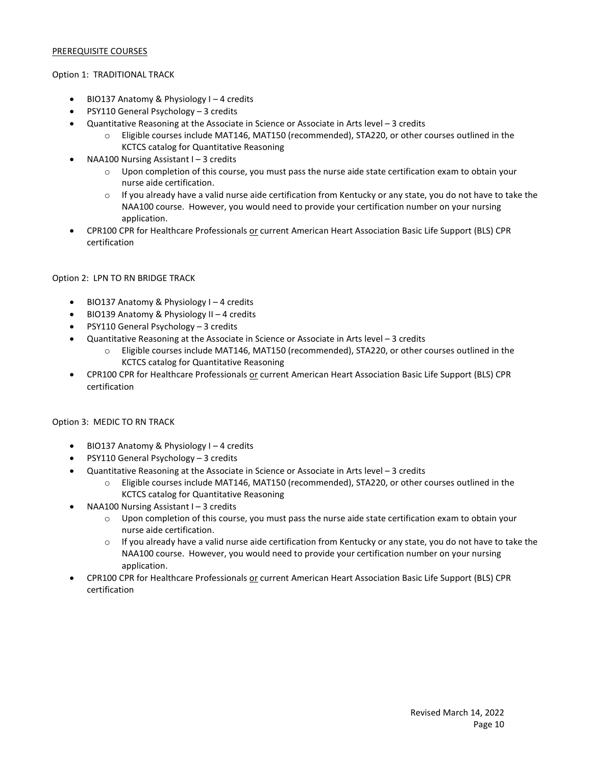## PREREQUISITE COURSES

### Option 1: TRADITIONAL TRACK

- BIO137 Anatomy & Physiology I – 4 credits
- PSY110 General Psychology – 3 credits
- Quantitative Reasoning at the Associate in Science or Associate in Arts level – 3 credits
  - Eligible courses include MAT146, MAT150 (recommended), STA220, or other courses outlined in the KCTCS catalog for Quantitative Reasoning
- NAA100 Nursing Assistant I – 3 credits
  - Upon completion of this course, you must pass the nurse aide state certification exam to obtain your nurse aide certification.
  - If you already have a valid nurse aide certification from Kentucky or any state, you do not have to take the NAA100 course. However, you would need to provide your certification number on your nursing application.
- CPR100 CPR for Healthcare Professionals <u>or</u> current American Heart Association Basic Life Support (BLS) CPR certification

### Option 2: LPN TO RN BRIDGE TRACK

- BIO137 Anatomy & Physiology I – 4 credits
- BIO139 Anatomy & Physiology II – 4 credits
- PSY110 General Psychology – 3 credits
- Quantitative Reasoning at the Associate in Science or Associate in Arts level – 3 credits
  - Eligible courses include MAT146, MAT150 (recommended), STA220, or other courses outlined in the KCTCS catalog for Quantitative Reasoning
- CPR100 CPR for Healthcare Professionals <u>or</u> current American Heart Association Basic Life Support (BLS) CPR certification

### Option 3: MEDIC TO RN TRACK

- BIO137 Anatomy & Physiology I – 4 credits
- PSY110 General Psychology – 3 credits
- Quantitative Reasoning at the Associate in Science or Associate in Arts level – 3 credits
  - Eligible courses include MAT146, MAT150 (recommended), STA220, or other courses outlined in the KCTCS catalog for Quantitative Reasoning
- NAA100 Nursing Assistant I – 3 credits
  - Upon completion of this course, you must pass the nurse aide state certification exam to obtain your nurse aide certification.
  - If you already have a valid nurse aide certification from Kentucky or any state, you do not have to take the NAA100 course. However, you would need to provide your certification number on your nursing application.
- CPR100 CPR for Healthcare Professionals <u>or</u> current American Heart Association Basic Life Support (BLS) CPR certification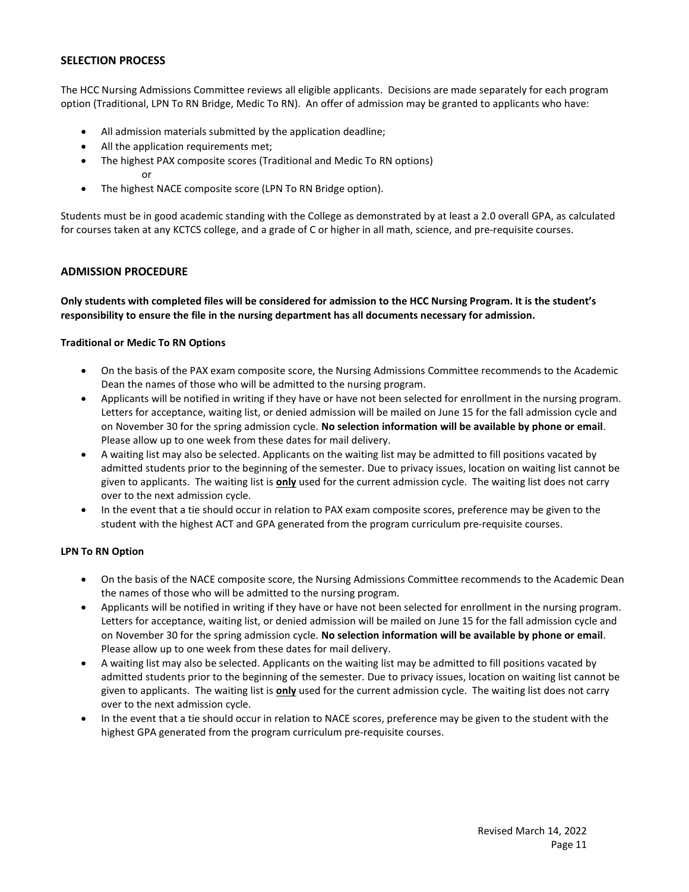## SELECTION PROCESS

The HCC Nursing Admissions Committee reviews all eligible applicants. Decisions are made separately for each program option (Traditional, LPN To RN Bridge, Medic To RN). An offer of admission may be granted to applicants who have:

- All admission materials submitted by the application deadline;
- All the application requirements met;
- The highest PAX composite scores (Traditional and Medic To RN options)
  
  or
- The highest NACE composite score (LPN To RN Bridge option).

Students must be in good academic standing with the College as demonstrated by at least a 2.0 overall GPA, as calculated for courses taken at any KCTCS college, and a grade of C or higher in all math, science, and pre-requisite courses.

## ADMISSION PROCEDURE

**Only students with completed files will be considered for admission to the HCC Nursing Program. It is the student's responsibility to ensure the file in the nursing department has all documents necessary for admission.**

**Traditional or Medic To RN Options**

- On the basis of the PAX exam composite score, the Nursing Admissions Committee recommends to the Academic Dean the names of those who will be admitted to the nursing program.
- Applicants will be notified in writing if they have or have not been selected for enrollment in the nursing program. Letters for acceptance, waiting list, or denied admission will be mailed on June 15 for the fall admission cycle and on November 30 for the spring admission cycle. **No selection information will be available by phone or email**. Please allow up to one week from these dates for mail delivery.
- A waiting list may also be selected. Applicants on the waiting list may be admitted to fill positions vacated by admitted students prior to the beginning of the semester. Due to privacy issues, location on waiting list cannot be given to applicants. The waiting list is **only** used for the current admission cycle. The waiting list does not carry over to the next admission cycle.
- In the event that a tie should occur in relation to PAX exam composite scores, preference may be given to the student with the highest ACT and GPA generated from the program curriculum pre-requisite courses.

**LPN To RN Option**

- On the basis of the NACE composite score, the Nursing Admissions Committee recommends to the Academic Dean the names of those who will be admitted to the nursing program.
- Applicants will be notified in writing if they have or have not been selected for enrollment in the nursing program. Letters for acceptance, waiting list, or denied admission will be mailed on June 15 for the fall admission cycle and on November 30 for the spring admission cycle. **No selection information will be available by phone or email**. Please allow up to one week from these dates for mail delivery.
- A waiting list may also be selected. Applicants on the waiting list may be admitted to fill positions vacated by admitted students prior to the beginning of the semester. Due to privacy issues, location on waiting list cannot be given to applicants. The waiting list is **only** used for the current admission cycle. The waiting list does not carry over to the next admission cycle.
- In the event that a tie should occur in relation to NACE scores, preference may be given to the student with the highest GPA generated from the program curriculum pre-requisite courses.

Revised March 14, 2022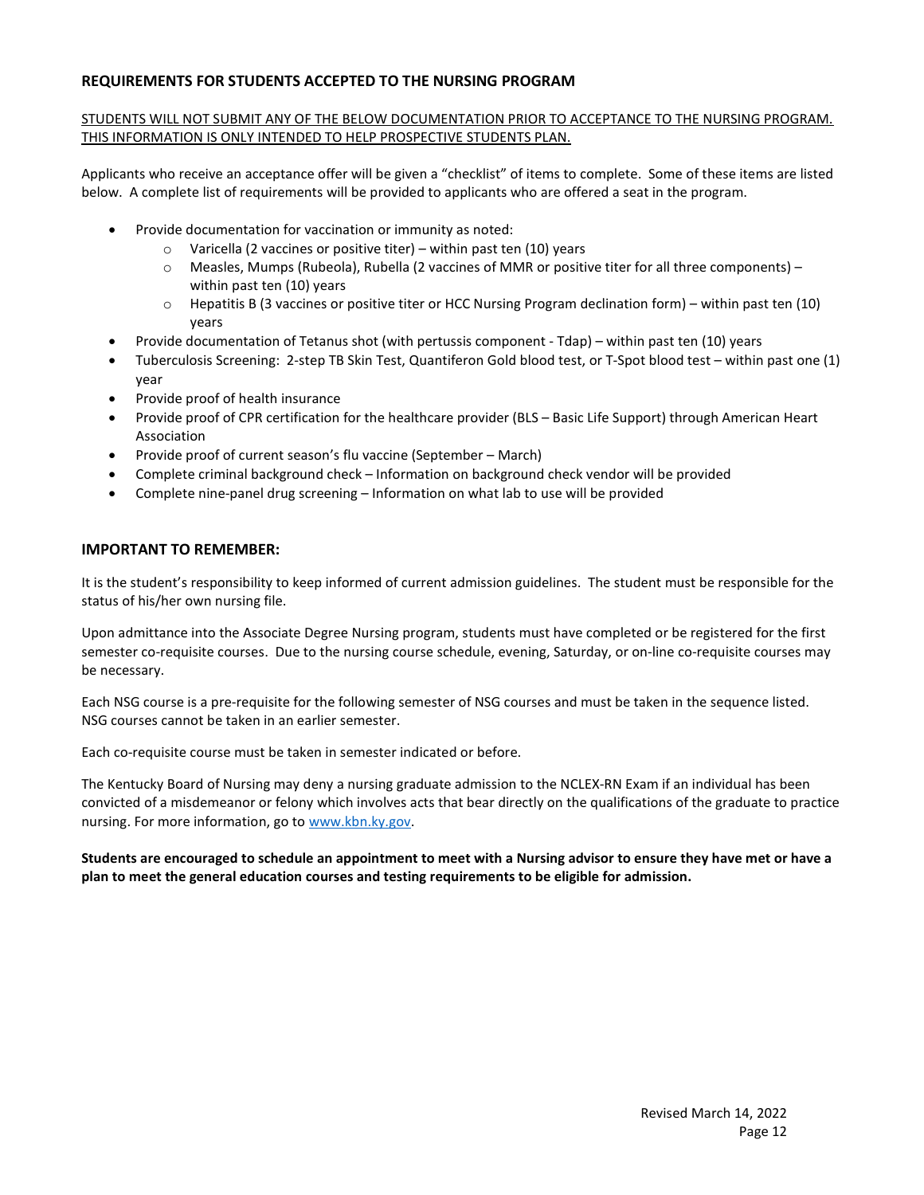## REQUIREMENTS FOR STUDENTS ACCEPTED TO THE NURSING PROGRAM

STUDENTS WILL NOT SUBMIT ANY OF THE BELOW DOCUMENTATION PRIOR TO ACCEPTANCE TO THE NURSING PROGRAM. THIS INFORMATION IS ONLY INTENDED TO HELP PROSPECTIVE STUDENTS PLAN.

Applicants who receive an acceptance offer will be given a "checklist" of items to complete. Some of these items are listed below. A complete list of requirements will be provided to applicants who are offered a seat in the program.

- Provide documentation for vaccination or immunity as noted:
  - Varicella (2 vaccines or positive titer) – within past ten (10) years
  - Measles, Mumps (Rubeola), Rubella (2 vaccines of MMR or positive titer for all three components) – within past ten (10) years
  - Hepatitis B (3 vaccines or positive titer or HCC Nursing Program declination form) – within past ten (10) years
- Provide documentation of Tetanus shot (with pertussis component - Tdap) – within past ten (10) years
- Tuberculosis Screening: 2-step TB Skin Test, Quantiferon Gold blood test, or T-Spot blood test – within past one (1) year
- Provide proof of health insurance
- Provide proof of CPR certification for the healthcare provider (BLS – Basic Life Support) through American Heart Association
- Provide proof of current season's flu vaccine (September – March)
- Complete criminal background check – Information on background check vendor will be provided
- Complete nine-panel drug screening – Information on what lab to use will be provided

## IMPORTANT TO REMEMBER:

It is the student's responsibility to keep informed of current admission guidelines. The student must be responsible for the status of his/her own nursing file.

Upon admittance into the Associate Degree Nursing program, students must have completed or be registered for the first semester co-requisite courses. Due to the nursing course schedule, evening, Saturday, or on-line co-requisite courses may be necessary.

Each NSG course is a pre-requisite for the following semester of NSG courses and must be taken in the sequence listed. NSG courses cannot be taken in an earlier semester.

Each co-requisite course must be taken in semester indicated or before.

The Kentucky Board of Nursing may deny a nursing graduate admission to the NCLEX-RN Exam if an individual has been convicted of a misdemeanor or felony which involves acts that bear directly on the qualifications of the graduate to practice nursing. For more information, go to www.kbn.ky.gov.

**Students are encouraged to schedule an appointment to meet with a Nursing advisor to ensure they have met or have a plan to meet the general education courses and testing requirements to be eligible for admission.**

Revised March 14, 2022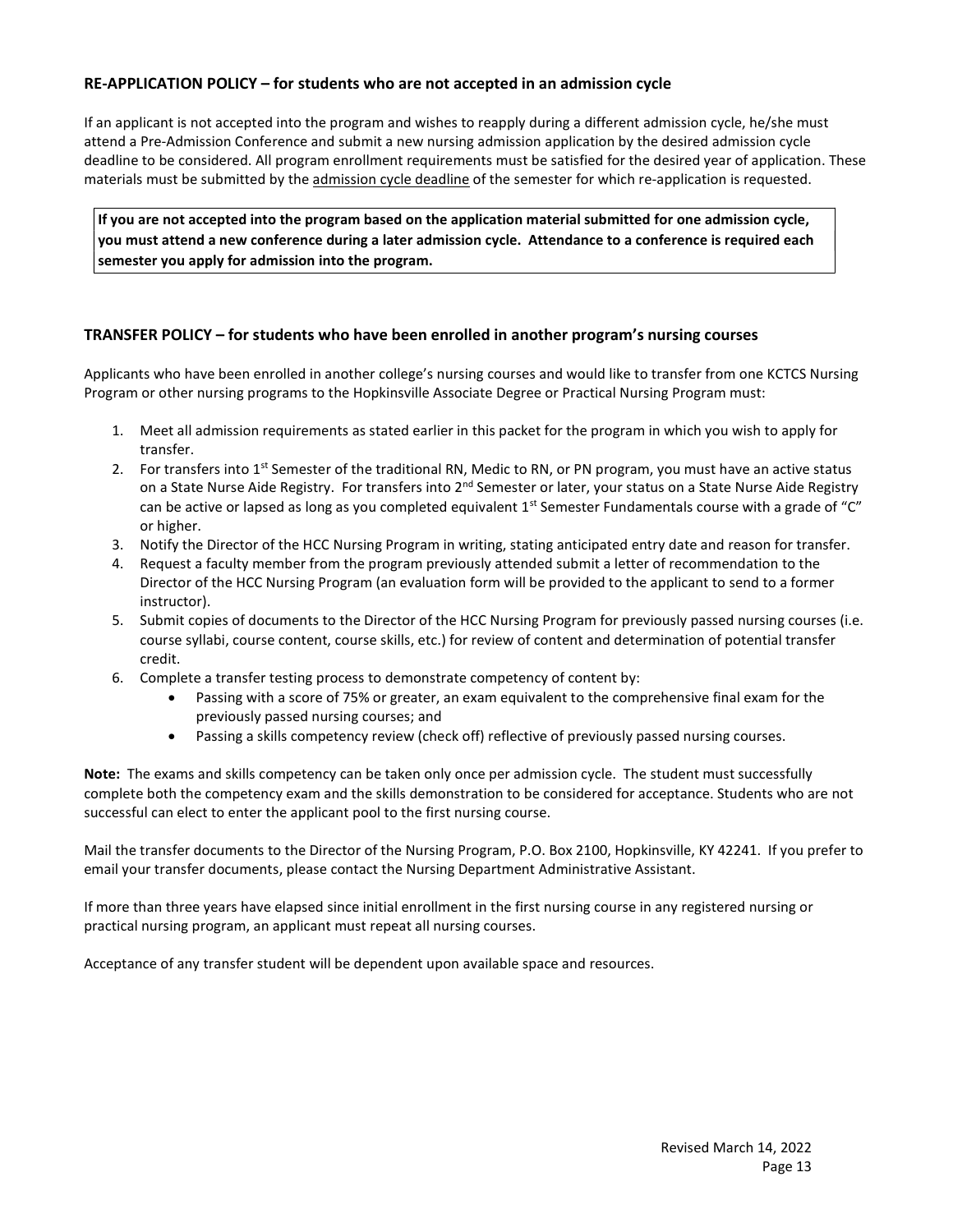## RE-APPLICATION POLICY – for students who are not accepted in an admission cycle

If an applicant is not accepted into the program and wishes to reapply during a different admission cycle, he/she must attend a Pre-Admission Conference and submit a new nursing admission application by the desired admission cycle deadline to be considered. All program enrollment requirements must be satisfied for the desired year of application. These materials must be submitted by the admission cycle deadline of the semester for which re-application is requested.

**If you are not accepted into the program based on the application material submitted for one admission cycle, you must attend a new conference during a later admission cycle. Attendance to a conference is required each semester you apply for admission into the program.**

## TRANSFER POLICY – for students who have been enrolled in another program's nursing courses

Applicants who have been enrolled in another college's nursing courses and would like to transfer from one KCTCS Nursing Program or other nursing programs to the Hopkinsville Associate Degree or Practical Nursing Program must:

1. Meet all admission requirements as stated earlier in this packet for the program in which you wish to apply for transfer.
2. For transfers into 1st Semester of the traditional RN, Medic to RN, or PN program, you must have an active status on a State Nurse Aide Registry. For transfers into 2nd Semester or later, your status on a State Nurse Aide Registry can be active or lapsed as long as you completed equivalent 1st Semester Fundamentals course with a grade of "C" or higher.
3. Notify the Director of the HCC Nursing Program in writing, stating anticipated entry date and reason for transfer.
4. Request a faculty member from the program previously attended submit a letter of recommendation to the Director of the HCC Nursing Program (an evaluation form will be provided to the applicant to send to a former instructor).
5. Submit copies of documents to the Director of the HCC Nursing Program for previously passed nursing courses (i.e. course syllabi, course content, course skills, etc.) for review of content and determination of potential transfer credit.
6. Complete a transfer testing process to demonstrate competency of content by:
   - Passing with a score of 75% or greater, an exam equivalent to the comprehensive final exam for the previously passed nursing courses; and
   - Passing a skills competency review (check off) reflective of previously passed nursing courses.

**Note:** The exams and skills competency can be taken only once per admission cycle. The student must successfully complete both the competency exam and the skills demonstration to be considered for acceptance. Students who are not successful can elect to enter the applicant pool to the first nursing course.

Mail the transfer documents to the Director of the Nursing Program, P.O. Box 2100, Hopkinsville, KY 42241. If you prefer to email your transfer documents, please contact the Nursing Department Administrative Assistant.

If more than three years have elapsed since initial enrollment in the first nursing course in any registered nursing or practical nursing program, an applicant must repeat all nursing courses.

Acceptance of any transfer student will be dependent upon available space and resources.

Revised March 14, 2022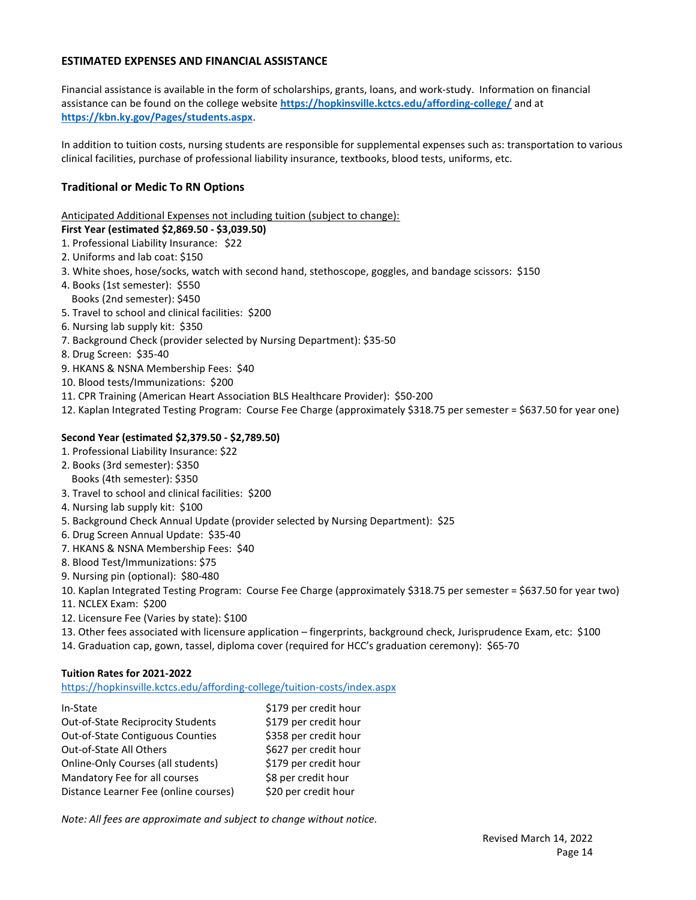## ESTIMATED EXPENSES AND FINANCIAL ASSISTANCE

Financial assistance is available in the form of scholarships, grants, loans, and work-study. Information on financial assistance can be found on the college website **https://hopkinsville.kctcs.edu/affording-college/** and at **https://kbn.ky.gov/Pages/students.aspx**.

In addition to tuition costs, nursing students are responsible for supplemental expenses such as: transportation to various clinical facilities, purchase of professional liability insurance, textbooks, blood tests, uniforms, etc.

### Traditional or Medic To RN Options

Anticipated Additional Expenses not including tuition (subject to change):

**First Year (estimated $2,869.50 - $3,039.50)**

1. Professional Liability Insurance: $22
2. Uniforms and lab coat: $150
3. White shoes, hose/socks, watch with second hand, stethoscope, goggles, and bandage scissors: $150
4. Books (1st semester): $550
   Books (2nd semester): $450
5. Travel to school and clinical facilities: $200
6. Nursing lab supply kit: $350
7. Background Check (provider selected by Nursing Department): $35-50
8. Drug Screen: $35-40
9. HKANS & NSNA Membership Fees: $40
10. Blood tests/Immunizations: $200
11. CPR Training (American Heart Association BLS Healthcare Provider): $50-200
12. Kaplan Integrated Testing Program: Course Fee Charge (approximately $318.75 per semester = $637.50 for year one)

**Second Year (estimated $2,379.50 - $2,789.50)**

1. Professional Liability Insurance: $22
2. Books (3rd semester): $350
   Books (4th semester): $350
3. Travel to school and clinical facilities: $200
4. Nursing lab supply kit: $100
5. Background Check Annual Update (provider selected by Nursing Department): $25
6. Drug Screen Annual Update: $35-40
7. HKANS & NSNA Membership Fees: $40
8. Blood Test/Immunizations: $75
9. Nursing pin (optional): $80-480
10. Kaplan Integrated Testing Program: Course Fee Charge (approximately $318.75 per semester = $637.50 for year two)
11. NCLEX Exam: $200
12. Licensure Fee (Varies by state): $100
13. Other fees associated with licensure application – fingerprints, background check, Jurisprudence Exam, etc: $100
14. Graduation cap, gown, tassel, diploma cover (required for HCC's graduation ceremony): $65-70

**Tuition Rates for 2021-2022**

https://hopkinsville.kctcs.edu/affording-college/tuition-costs/index.aspx

| | |
|---|---|
| In-State | $179 per credit hour |
| Out-of-State Reciprocity Students | $179 per credit hour |
| Out-of-State Contiguous Counties | $358 per credit hour |
| Out-of-State All Others | $627 per credit hour |
| Online-Only Courses (all students) | $179 per credit hour |
| Mandatory Fee for all courses | $8 per credit hour |
| Distance Learner Fee (online courses) | $20 per credit hour |

*Note: All fees are approximate and subject to change without notice.*

Revised March 14, 2022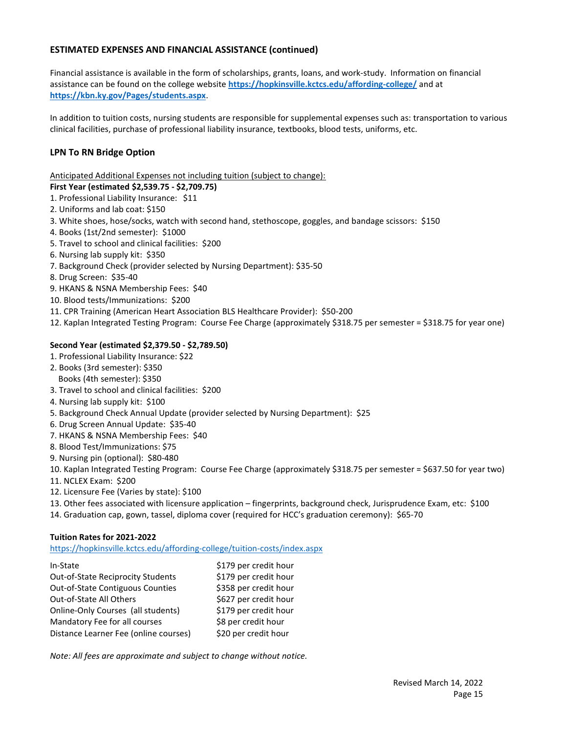## ESTIMATED EXPENSES AND FINANCIAL ASSISTANCE (continued)

Financial assistance is available in the form of scholarships, grants, loans, and work-study. Information on financial assistance can be found on the college website **https://hopkinsville.kctcs.edu/affording-college/** and at **https://kbn.ky.gov/Pages/students.aspx**.

In addition to tuition costs, nursing students are responsible for supplemental expenses such as: transportation to various clinical facilities, purchase of professional liability insurance, textbooks, blood tests, uniforms, etc.

## LPN To RN Bridge Option

<u>Anticipated Additional Expenses not including tuition (subject to change):</u>

**First Year (estimated $2,539.75 - $2,709.75)**

1. Professional Liability Insurance: $11
2. Uniforms and lab coat: $150
3. White shoes, hose/socks, watch with second hand, stethoscope, goggles, and bandage scissors: $150
4. Books (1st/2nd semester): $1000
5. Travel to school and clinical facilities: $200
6. Nursing lab supply kit: $350
7. Background Check (provider selected by Nursing Department): $35-50
8. Drug Screen: $35-40
9. HKANS & NSNA Membership Fees: $40
10. Blood tests/Immunizations: $200
11. CPR Training (American Heart Association BLS Healthcare Provider): $50-200
12. Kaplan Integrated Testing Program: Course Fee Charge (approximately $318.75 per semester = $318.75 for year one)

**Second Year (estimated $2,379.50 - $2,789.50)**

1. Professional Liability Insurance: $22
2. Books (3rd semester): $350
   Books (4th semester): $350
3. Travel to school and clinical facilities: $200
4. Nursing lab supply kit: $100
5. Background Check Annual Update (provider selected by Nursing Department): $25
6. Drug Screen Annual Update: $35-40
7. HKANS & NSNA Membership Fees: $40
8. Blood Test/Immunizations: $75
9. Nursing pin (optional): $80-480
10. Kaplan Integrated Testing Program: Course Fee Charge (approximately $318.75 per semester = $637.50 for year two)
11. NCLEX Exam: $200
12. Licensure Fee (Varies by state): $100
13. Other fees associated with licensure application – fingerprints, background check, Jurisprudence Exam, etc: $100
14. Graduation cap, gown, tassel, diploma cover (required for HCC's graduation ceremony): $65-70

**Tuition Rates for 2021-2022**

https://hopkinsville.kctcs.edu/affording-college/tuition-costs/index.aspx

| | |
|---|---|
| In-State | $179 per credit hour |
| Out-of-State Reciprocity Students | $179 per credit hour |
| Out-of-State Contiguous Counties | $358 per credit hour |
| Out-of-State All Others | $627 per credit hour |
| Online-Only Courses (all students) | $179 per credit hour |
| Mandatory Fee for all courses | $8 per credit hour |
| Distance Learner Fee (online courses) | $20 per credit hour |

*Note: All fees are approximate and subject to change without notice.*

Revised March 14, 2022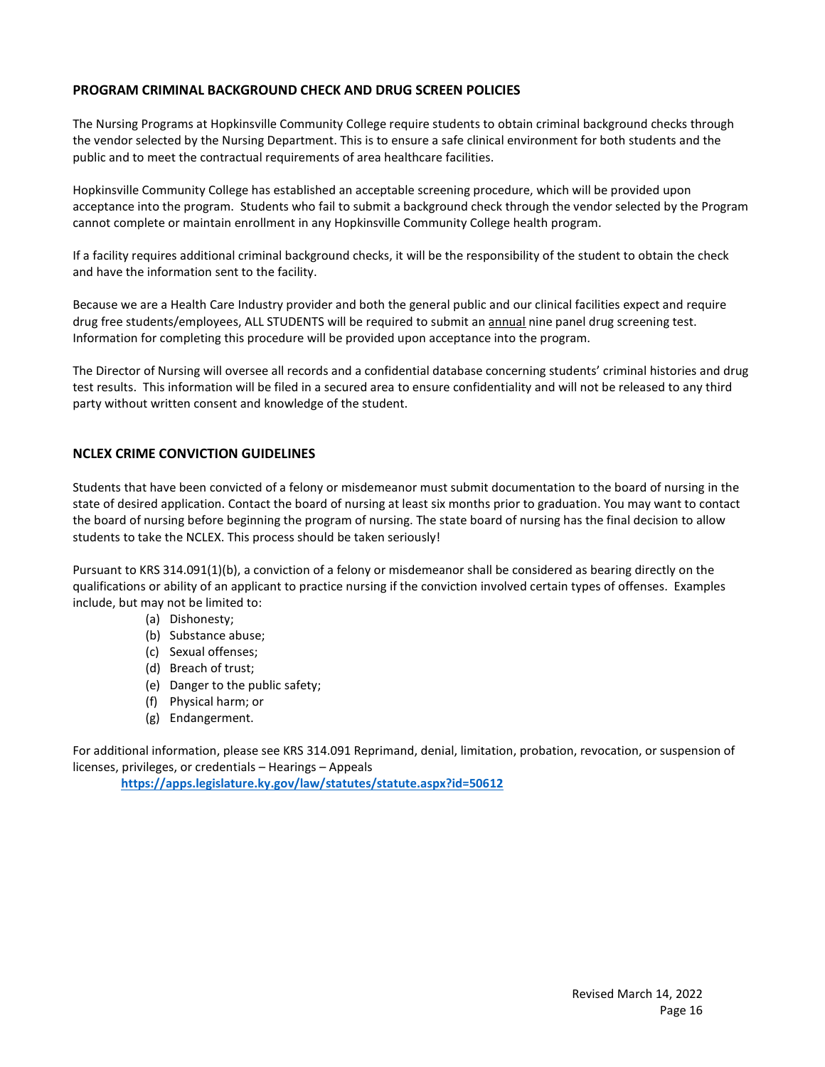## PROGRAM CRIMINAL BACKGROUND CHECK AND DRUG SCREEN POLICIES

The Nursing Programs at Hopkinsville Community College require students to obtain criminal background checks through the vendor selected by the Nursing Department. This is to ensure a safe clinical environment for both students and the public and to meet the contractual requirements of area healthcare facilities.

Hopkinsville Community College has established an acceptable screening procedure, which will be provided upon acceptance into the program. Students who fail to submit a background check through the vendor selected by the Program cannot complete or maintain enrollment in any Hopkinsville Community College health program.

If a facility requires additional criminal background checks, it will be the responsibility of the student to obtain the check and have the information sent to the facility.

Because we are a Health Care Industry provider and both the general public and our clinical facilities expect and require drug free students/employees, ALL STUDENTS will be required to submit an <u>annual</u> nine panel drug screening test. Information for completing this procedure will be provided upon acceptance into the program.

The Director of Nursing will oversee all records and a confidential database concerning students' criminal histories and drug test results. This information will be filed in a secured area to ensure confidentiality and will not be released to any third party without written consent and knowledge of the student.

## NCLEX CRIME CONVICTION GUIDELINES

Students that have been convicted of a felony or misdemeanor must submit documentation to the board of nursing in the state of desired application. Contact the board of nursing at least six months prior to graduation. You may want to contact the board of nursing before beginning the program of nursing. The state board of nursing has the final decision to allow students to take the NCLEX. This process should be taken seriously!

Pursuant to KRS 314.091(1)(b), a conviction of a felony or misdemeanor shall be considered as bearing directly on the qualifications or ability of an applicant to practice nursing if the conviction involved certain types of offenses. Examples include, but may not be limited to:

- (a) Dishonesty;
- (b) Substance abuse;
- (c) Sexual offenses;
- (d) Breach of trust;
- (e) Danger to the public safety;
- (f) Physical harm; or
- (g) Endangerment.

For additional information, please see KRS 314.091 Reprimand, denial, limitation, probation, revocation, or suspension of licenses, privileges, or credentials – Hearings – Appeals

**https://apps.legislature.ky.gov/law/statutes/statute.aspx?id=50612**

Revised March 14, 2022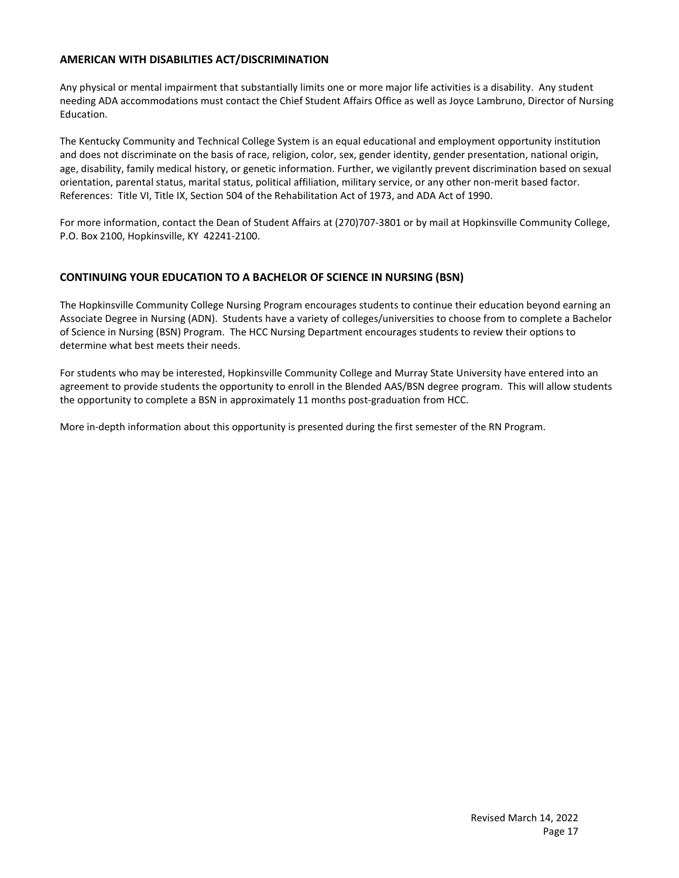## AMERICAN WITH DISABILITIES ACT/DISCRIMINATION

Any physical or mental impairment that substantially limits one or more major life activities is a disability. Any student needing ADA accommodations must contact the Chief Student Affairs Office as well as Joyce Lambruno, Director of Nursing Education.

The Kentucky Community and Technical College System is an equal educational and employment opportunity institution and does not discriminate on the basis of race, religion, color, sex, gender identity, gender presentation, national origin, age, disability, family medical history, or genetic information. Further, we vigilantly prevent discrimination based on sexual orientation, parental status, marital status, political affiliation, military service, or any other non-merit based factor. References: Title VI, Title IX, Section 504 of the Rehabilitation Act of 1973, and ADA Act of 1990.

For more information, contact the Dean of Student Affairs at (270)707-3801 or by mail at Hopkinsville Community College, P.O. Box 2100, Hopkinsville, KY 42241-2100.

## CONTINUING YOUR EDUCATION TO A BACHELOR OF SCIENCE IN NURSING (BSN)

The Hopkinsville Community College Nursing Program encourages students to continue their education beyond earning an Associate Degree in Nursing (ADN). Students have a variety of colleges/universities to choose from to complete a Bachelor of Science in Nursing (BSN) Program. The HCC Nursing Department encourages students to review their options to determine what best meets their needs.

For students who may be interested, Hopkinsville Community College and Murray State University have entered into an agreement to provide students the opportunity to enroll in the Blended AAS/BSN degree program. This will allow students the opportunity to complete a BSN in approximately 11 months post-graduation from HCC.

More in-depth information about this opportunity is presented during the first semester of the RN Program.

Revised March 14, 2022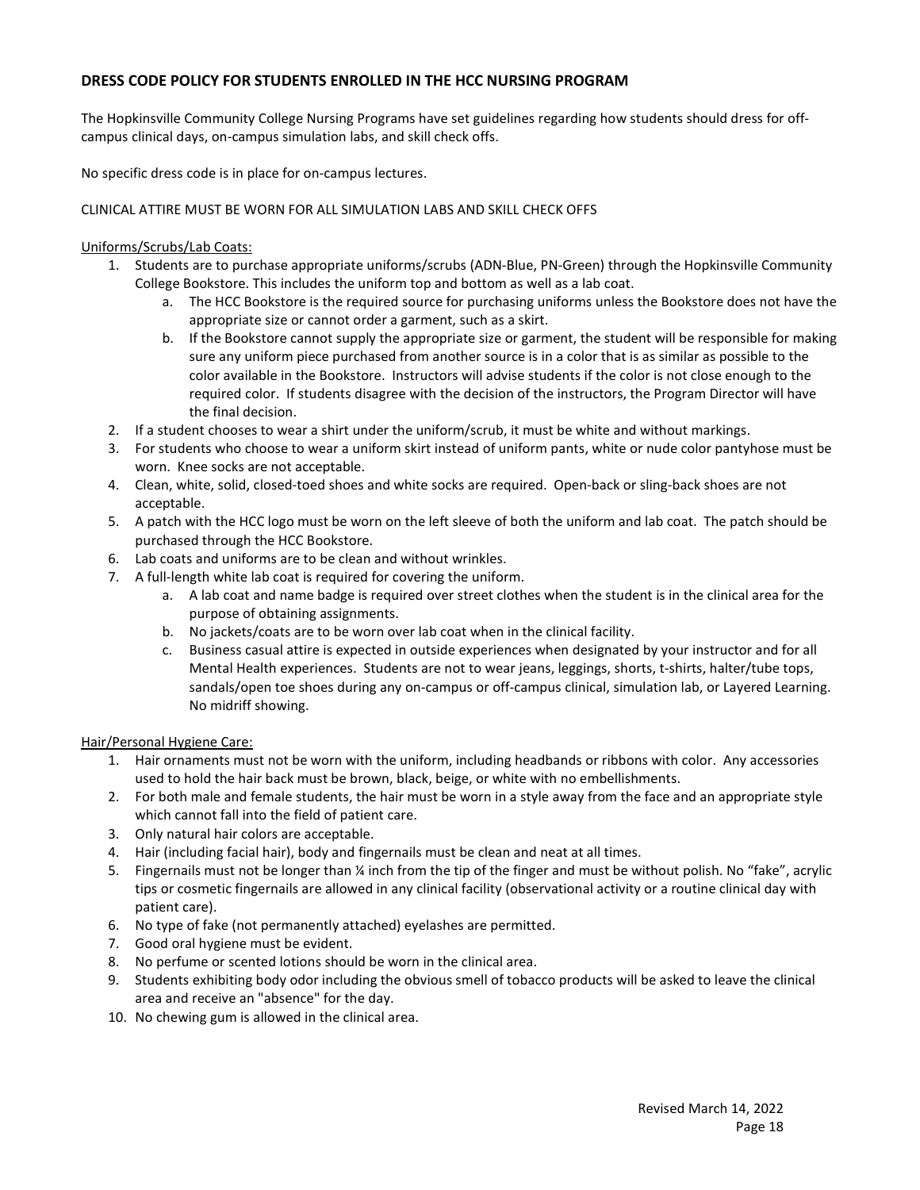## DRESS CODE POLICY FOR STUDENTS ENROLLED IN THE HCC NURSING PROGRAM

The Hopkinsville Community College Nursing Programs have set guidelines regarding how students should dress for off-campus clinical days, on-campus simulation labs, and skill check offs.

No specific dress code is in place for on-campus lectures.

CLINICAL ATTIRE MUST BE WORN FOR ALL SIMULATION LABS AND SKILL CHECK OFFS

Uniforms/Scrubs/Lab Coats:

1. Students are to purchase appropriate uniforms/scrubs (ADN-Blue, PN-Green) through the Hopkinsville Community College Bookstore. This includes the uniform top and bottom as well as a lab coat.
    a. The HCC Bookstore is the required source for purchasing uniforms unless the Bookstore does not have the appropriate size or cannot order a garment, such as a skirt.
    b. If the Bookstore cannot supply the appropriate size or garment, the student will be responsible for making sure any uniform piece purchased from another source is in a color that is as similar as possible to the color available in the Bookstore. Instructors will advise students if the color is not close enough to the required color. If students disagree with the decision of the instructors, the Program Director will have the final decision.
2. If a student chooses to wear a shirt under the uniform/scrub, it must be white and without markings.
3. For students who choose to wear a uniform skirt instead of uniform pants, white or nude color pantyhose must be worn. Knee socks are not acceptable.
4. Clean, white, solid, closed-toed shoes and white socks are required. Open-back or sling-back shoes are not acceptable.
5. A patch with the HCC logo must be worn on the left sleeve of both the uniform and lab coat. The patch should be purchased through the HCC Bookstore.
6. Lab coats and uniforms are to be clean and without wrinkles.
7. A full-length white lab coat is required for covering the uniform.
    a. A lab coat and name badge is required over street clothes when the student is in the clinical area for the purpose of obtaining assignments.
    b. No jackets/coats are to be worn over lab coat when in the clinical facility.
    c. Business casual attire is expected in outside experiences when designated by your instructor and for all Mental Health experiences. Students are not to wear jeans, leggings, shorts, t-shirts, halter/tube tops, sandals/open toe shoes during any on-campus or off-campus clinical, simulation lab, or Layered Learning. No midriff showing.

Hair/Personal Hygiene Care:

1. Hair ornaments must not be worn with the uniform, including headbands or ribbons with color. Any accessories used to hold the hair back must be brown, black, beige, or white with no embellishments.
2. For both male and female students, the hair must be worn in a style away from the face and an appropriate style which cannot fall into the field of patient care.
3. Only natural hair colors are acceptable.
4. Hair (including facial hair), body and fingernails must be clean and neat at all times.
5. Fingernails must not be longer than ¼ inch from the tip of the finger and must be without polish. No "fake", acrylic tips or cosmetic fingernails are allowed in any clinical facility (observational activity or a routine clinical day with patient care).
6. No type of fake (not permanently attached) eyelashes are permitted.
7. Good oral hygiene must be evident.
8. No perfume or scented lotions should be worn in the clinical area.
9. Students exhibiting body odor including the obvious smell of tobacco products will be asked to leave the clinical area and receive an "absence" for the day.
10. No chewing gum is allowed in the clinical area.

Revised March 14, 2022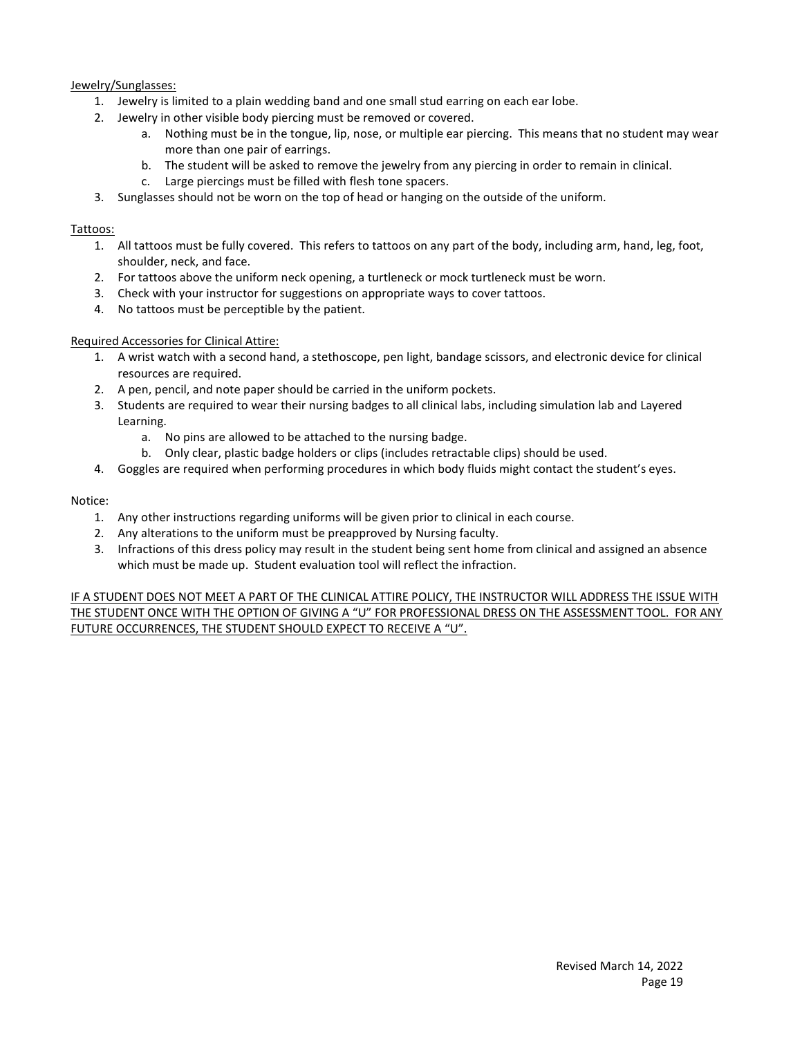<u>Jewelry/Sunglasses:</u>

1. Jewelry is limited to a plain wedding band and one small stud earring on each ear lobe.
2. Jewelry in other visible body piercing must be removed or covered.
    a. Nothing must be in the tongue, lip, nose, or multiple ear piercing. This means that no student may wear more than one pair of earrings.
    b. The student will be asked to remove the jewelry from any piercing in order to remain in clinical.
    c. Large piercings must be filled with flesh tone spacers.
3. Sunglasses should not be worn on the top of head or hanging on the outside of the uniform.

<u>Tattoos:</u>

1. All tattoos must be fully covered. This refers to tattoos on any part of the body, including arm, hand, leg, foot, shoulder, neck, and face.
2. For tattoos above the uniform neck opening, a turtleneck or mock turtleneck must be worn.
3. Check with your instructor for suggestions on appropriate ways to cover tattoos.
4. No tattoos must be perceptible by the patient.

<u>Required Accessories for Clinical Attire:</u>

1. A wrist watch with a second hand, a stethoscope, pen light, bandage scissors, and electronic device for clinical resources are required.
2. A pen, pencil, and note paper should be carried in the uniform pockets.
3. Students are required to wear their nursing badges to all clinical labs, including simulation lab and Layered Learning.
    a. No pins are allowed to be attached to the nursing badge.
    b. Only clear, plastic badge holders or clips (includes retractable clips) should be used.
4. Goggles are required when performing procedures in which body fluids might contact the student's eyes.

Notice:

1. Any other instructions regarding uniforms will be given prior to clinical in each course.
2. Any alterations to the uniform must be preapproved by Nursing faculty.
3. Infractions of this dress policy may result in the student being sent home from clinical and assigned an absence which must be made up. Student evaluation tool will reflect the infraction.

<u>IF A STUDENT DOES NOT MEET A PART OF THE CLINICAL ATTIRE POLICY, THE INSTRUCTOR WILL ADDRESS THE ISSUE WITH THE STUDENT ONCE WITH THE OPTION OF GIVING A "U" FOR PROFESSIONAL DRESS ON THE ASSESSMENT TOOL. FOR ANY FUTURE OCCURRENCES, THE STUDENT SHOULD EXPECT TO RECEIVE A "U".</u>

Revised March 14, 2022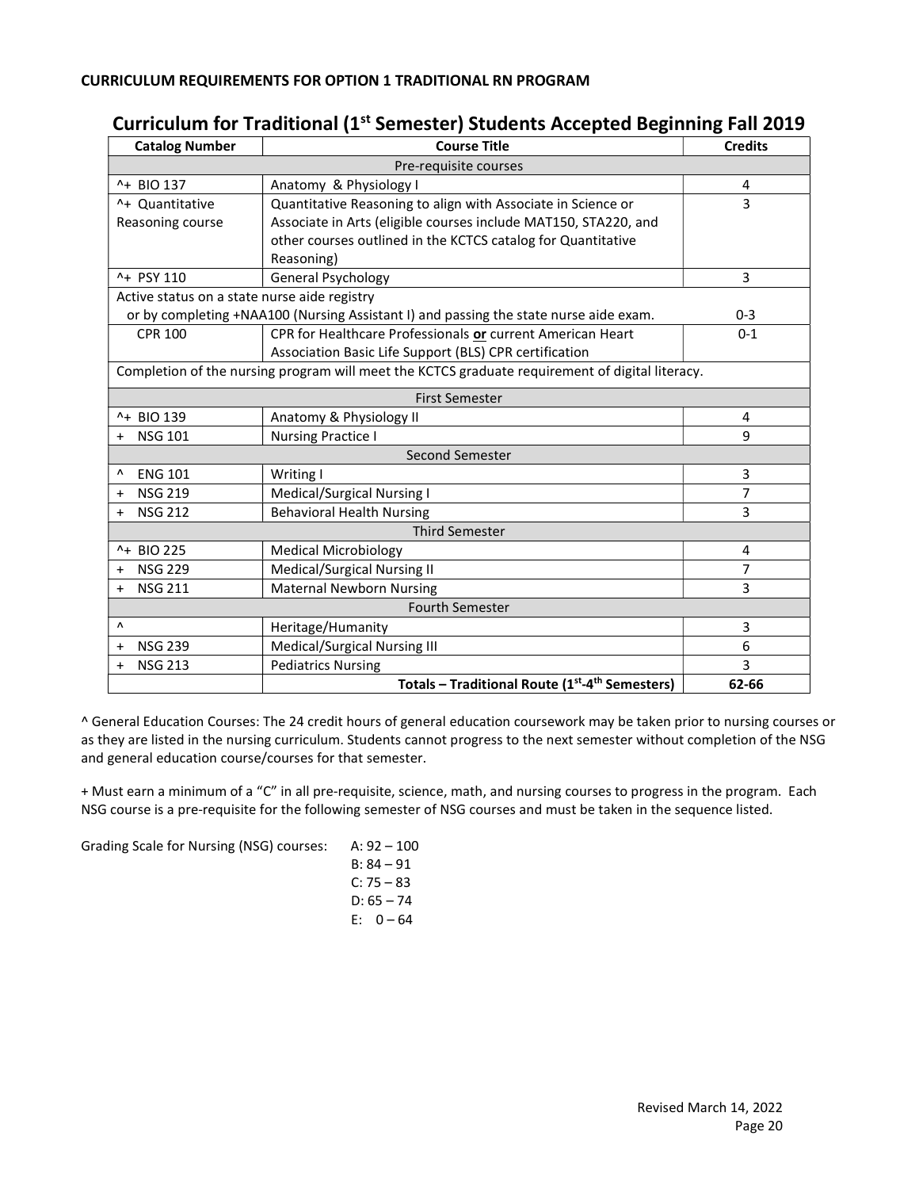**CURRICULUM REQUIREMENTS FOR OPTION 1 TRADITIONAL RN PROGRAM**

## Curriculum for Traditional (1st Semester) Students Accepted Beginning Fall 2019

| Catalog Number | Course Title | Credits |
|---|---|---|
| | Pre-requisite courses | |
| ^+ BIO 137 | Anatomy & Physiology I | 4 |
| ^+ Quantitative Reasoning course | Quantitative Reasoning to align with Associate in Science or Associate in Arts (eligible courses include MAT150, STA220, and other courses outlined in the KCTCS catalog for Quantitative Reasoning) | 3 |
| ^+ PSY 110 | General Psychology | 3 |
| Active status on a state nurse aide registry or by completing +NAA100 (Nursing Assistant I) and passing the state nurse aide exam. | | 0-3 |
| CPR 100 | CPR for Healthcare Professionals **or** current American Heart Association Basic Life Support (BLS) CPR certification | 0-1 |
| Completion of the nursing program will meet the KCTCS graduate requirement of digital literacy. | | |
| | First Semester | |
| ^+ BIO 139 | Anatomy & Physiology II | 4 |
| + NSG 101 | Nursing Practice I | 9 |
| | Second Semester | |
| ^ ENG 101 | Writing I | 3 |
| + NSG 219 | Medical/Surgical Nursing I | 7 |
| + NSG 212 | Behavioral Health Nursing | 3 |
| | Third Semester | |
| ^+ BIO 225 | Medical Microbiology | 4 |
| + NSG 229 | Medical/Surgical Nursing II | 7 |
| + NSG 211 | Maternal Newborn Nursing | 3 |
| | Fourth Semester | |
| ^ | Heritage/Humanity | 3 |
| + NSG 239 | Medical/Surgical Nursing III | 6 |
| + NSG 213 | Pediatrics Nursing | 3 |
| | **Totals – Traditional Route (1st-4th Semesters)** | **62-66** |

^ General Education Courses: The 24 credit hours of general education coursework may be taken prior to nursing courses or as they are listed in the nursing curriculum. Students cannot progress to the next semester without completion of the NSG and general education course/courses for that semester.

+ Must earn a minimum of a "C" in all pre-requisite, science, math, and nursing courses to progress in the program. Each NSG course is a pre-requisite for the following semester of NSG courses and must be taken in the sequence listed.

Grading Scale for Nursing (NSG) courses:

A: 92 – 100
B: 84 – 91
C: 75 – 83
D: 65 – 74
E: 0 – 64

Revised March 14, 2022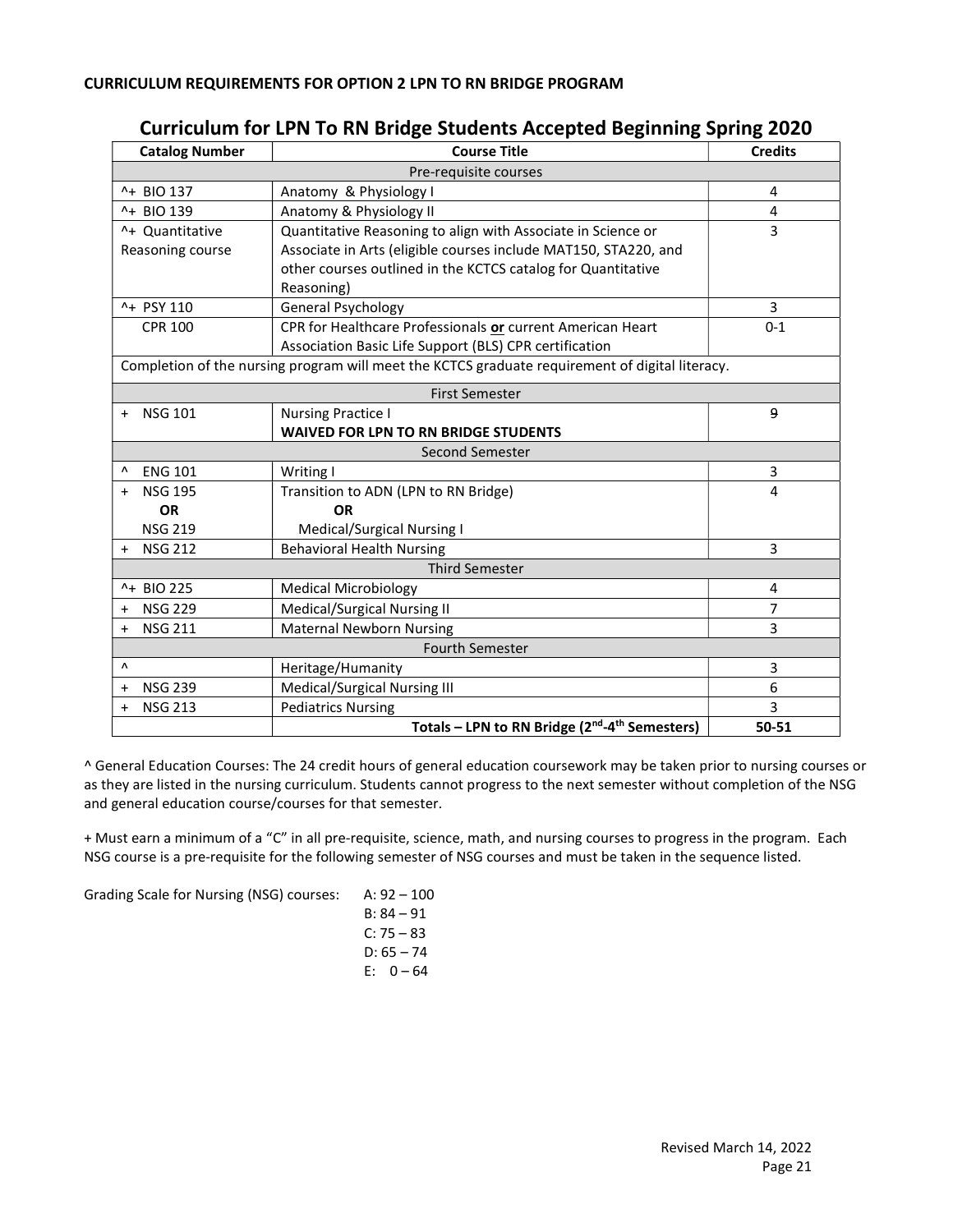**CURRICULUM REQUIREMENTS FOR OPTION 2 LPN TO RN BRIDGE PROGRAM**

## Curriculum for LPN To RN Bridge Students Accepted Beginning Spring 2020

| Catalog Number | Course Title | Credits |
|---|---|---|
| Pre-requisite courses | | |
| ^+ BIO 137 | Anatomy & Physiology I | 4 |
| ^+ BIO 139 | Anatomy & Physiology II | 4 |
| ^+ Quantitative Reasoning course | Quantitative Reasoning to align with Associate in Science or Associate in Arts (eligible courses include MAT150, STA220, and other courses outlined in the KCTCS catalog for Quantitative Reasoning) | 3 |
| ^+ PSY 110 | General Psychology | 3 |
| CPR 100 | CPR for Healthcare Professionals **or** current American Heart Association Basic Life Support (BLS) CPR certification | 0-1 |
| Completion of the nursing program will meet the KCTCS graduate requirement of digital literacy. | | |
| First Semester | | |
| + NSG 101 | Nursing Practice I **WAIVED FOR LPN TO RN BRIDGE STUDENTS** | ~~9~~ |
| Second Semester | | |
| ^ ENG 101 | Writing I | 3 |
| + NSG 195 **OR** NSG 219 | Transition to ADN (LPN to RN Bridge) **OR** Medical/Surgical Nursing I | 4 |
| + NSG 212 | Behavioral Health Nursing | 3 |
| Third Semester | | |
| ^+ BIO 225 | Medical Microbiology | 4 |
| + NSG 229 | Medical/Surgical Nursing II | 7 |
| + NSG 211 | Maternal Newborn Nursing | 3 |
| Fourth Semester | | |
| ^ | Heritage/Humanity | 3 |
| + NSG 239 | Medical/Surgical Nursing III | 6 |
| + NSG 213 | Pediatrics Nursing | 3 |
| | **Totals – LPN to RN Bridge (2nd-4th Semesters)** | **50-51** |

^ General Education Courses: The 24 credit hours of general education coursework may be taken prior to nursing courses or as they are listed in the nursing curriculum. Students cannot progress to the next semester without completion of the NSG and general education course/courses for that semester.

+ Must earn a minimum of a "C" in all pre-requisite, science, math, and nursing courses to progress in the program. Each NSG course is a pre-requisite for the following semester of NSG courses and must be taken in the sequence listed.

Grading Scale for Nursing (NSG) courses:

- A: 92 – 100
- B: 84 – 91
- C: 75 – 83
- D: 65 – 74
- E: 0 – 64

Revised March 14, 2022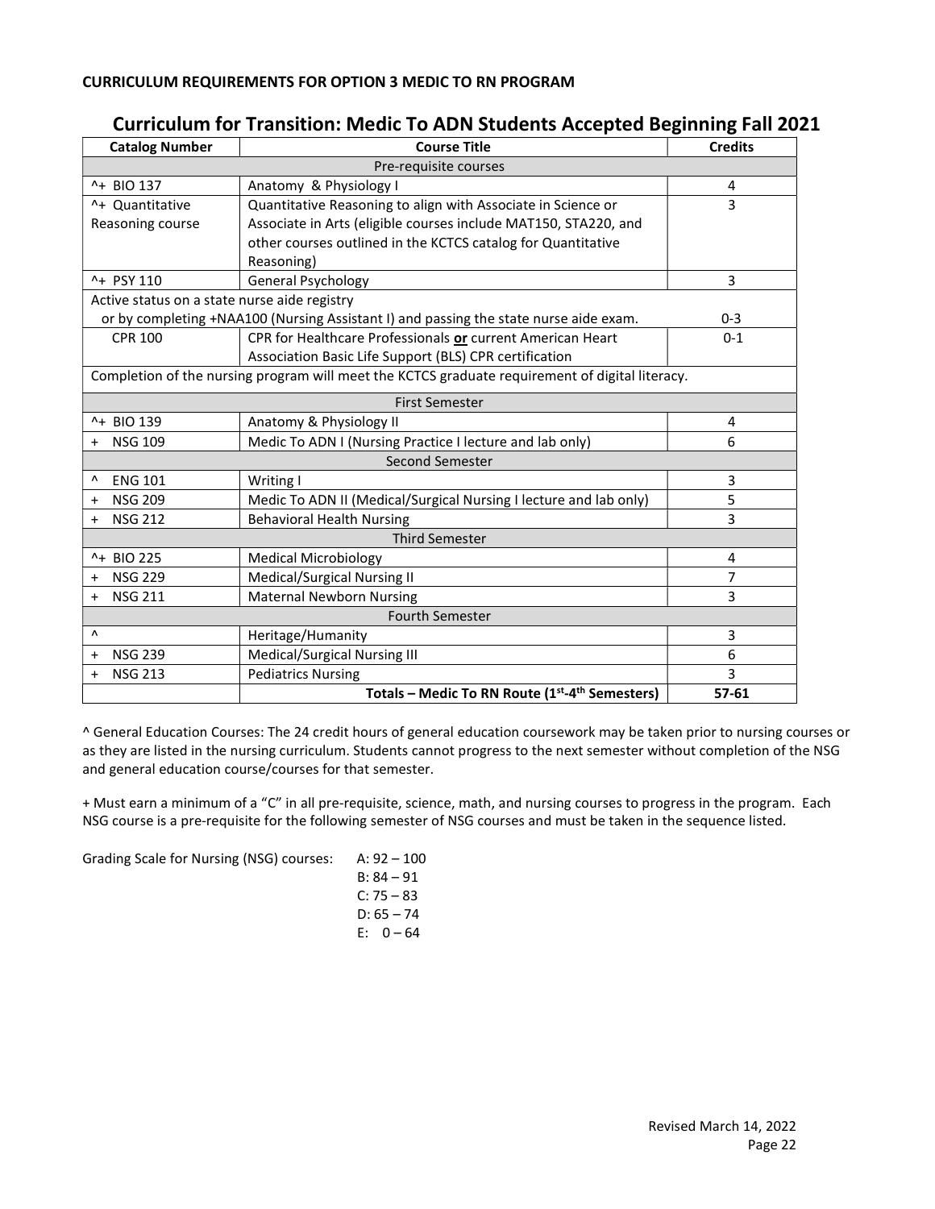**CURRICULUM REQUIREMENTS FOR OPTION 3 MEDIC TO RN PROGRAM**

## Curriculum for Transition: Medic To ADN Students Accepted Beginning Fall 2021

| Catalog Number | Course Title | Credits |
|---|---|---|
| | Pre-requisite courses | |
| ^+ BIO 137 | Anatomy & Physiology I | 4 |
| ^+ Quantitative Reasoning course | Quantitative Reasoning to align with Associate in Science or Associate in Arts (eligible courses include MAT150, STA220, and other courses outlined in the KCTCS catalog for Quantitative Reasoning) | 3 |
| ^+ PSY 110 | General Psychology | 3 |
| Active status on a state nurse aide registry or by completing +NAA100 (Nursing Assistant I) and passing the state nurse aide exam. | | 0-3 |
| CPR 100 | CPR for Healthcare Professionals **or** current American Heart Association Basic Life Support (BLS) CPR certification | 0-1 |
| Completion of the nursing program will meet the KCTCS graduate requirement of digital literacy. | | |
| | First Semester | |
| ^+ BIO 139 | Anatomy & Physiology II | 4 |
| + NSG 109 | Medic To ADN I (Nursing Practice I lecture and lab only) | 6 |
| | Second Semester | |
| ^ ENG 101 | Writing I | 3 |
| + NSG 209 | Medic To ADN II (Medical/Surgical Nursing I lecture and lab only) | 5 |
| + NSG 212 | Behavioral Health Nursing | 3 |
| | Third Semester | |
| ^+ BIO 225 | Medical Microbiology | 4 |
| + NSG 229 | Medical/Surgical Nursing II | 7 |
| + NSG 211 | Maternal Newborn Nursing | 3 |
| | Fourth Semester | |
| ^ | Heritage/Humanity | 3 |
| + NSG 239 | Medical/Surgical Nursing III | 6 |
| + NSG 213 | Pediatrics Nursing | 3 |
| | **Totals – Medic To RN Route (1st-4th Semesters)** | **57-61** |

^ General Education Courses: The 24 credit hours of general education coursework may be taken prior to nursing courses or as they are listed in the nursing curriculum. Students cannot progress to the next semester without completion of the NSG and general education course/courses for that semester.

+ Must earn a minimum of a "C" in all pre-requisite, science, math, and nursing courses to progress in the program. Each NSG course is a pre-requisite for the following semester of NSG courses and must be taken in the sequence listed.

Grading Scale for Nursing (NSG) courses:

- A: 92 – 100
- B: 84 – 91
- C: 75 – 83
- D: 65 – 74
- E: 0 – 64

Revised March 14, 2022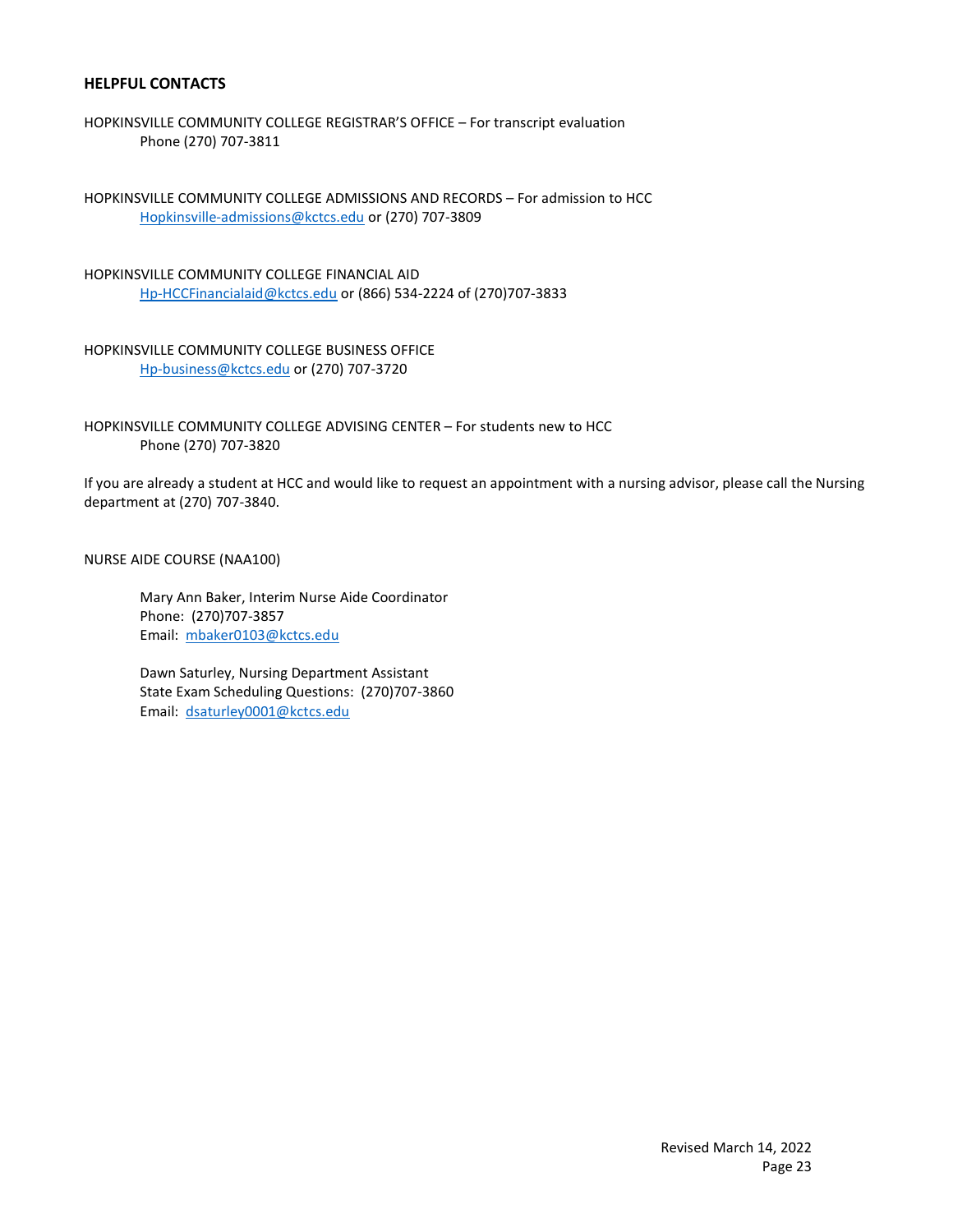**HELPFUL CONTACTS**

HOPKINSVILLE COMMUNITY COLLEGE REGISTRAR'S OFFICE – For transcript evaluation
Phone (270) 707-3811

HOPKINSVILLE COMMUNITY COLLEGE ADMISSIONS AND RECORDS – For admission to HCC
Hopkinsville-admissions@kctcs.edu or (270) 707-3809

HOPKINSVILLE COMMUNITY COLLEGE FINANCIAL AID
Hp-HCCFinancialaid@kctcs.edu or (866) 534-2224 of (270)707-3833

HOPKINSVILLE COMMUNITY COLLEGE BUSINESS OFFICE
Hp-business@kctcs.edu or (270) 707-3720

HOPKINSVILLE COMMUNITY COLLEGE ADVISING CENTER – For students new to HCC
Phone (270) 707-3820

If you are already a student at HCC and would like to request an appointment with a nursing advisor, please call the Nursing department at (270) 707-3840.

NURSE AIDE COURSE (NAA100)

Mary Ann Baker, Interim Nurse Aide Coordinator
Phone: (270)707-3857
Email: mbaker0103@kctcs.edu

Dawn Saturley, Nursing Department Assistant
State Exam Scheduling Questions: (270)707-3860
Email: dsaturley0001@kctcs.edu

Revised March 14, 2022